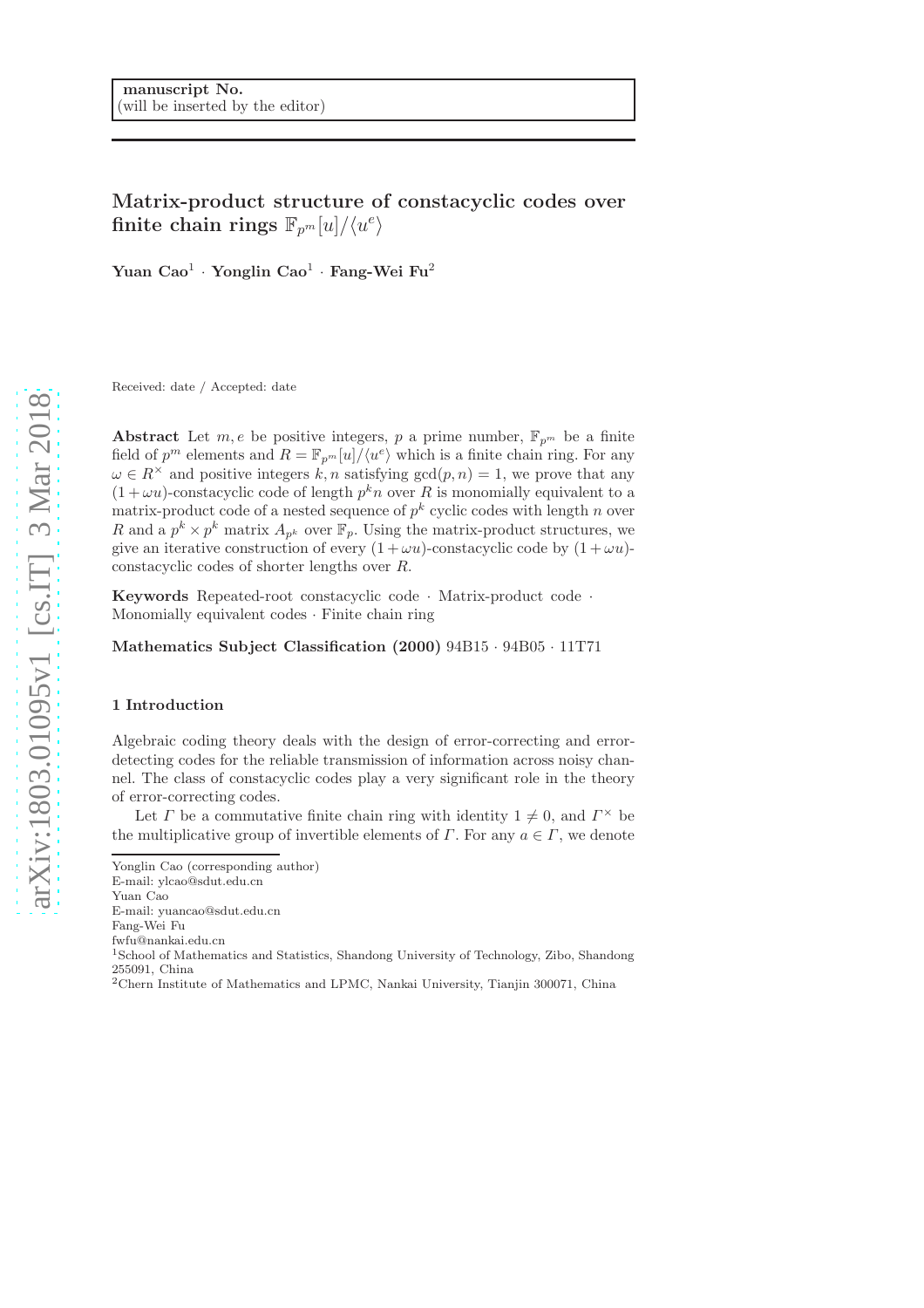manuscript No.
(will be inserted by the editor)

# Matrix-product structure of constacyclic codes over finite chain rings $\mathbb{F}_{p^m}[u]/\langle u^e \rangle$

**Yuan Cao**[1] · **Yonglin Cao**[1] · **Fang-Wei Fu**[2]

Received: date / Accepted: date

**Abstract** Let $m, e$ be positive integers, $p$ a prime number, $\mathbb{F}_{p^m}$ be a finite field of $p^m$ elements and $R = \mathbb{F}_{p^m}[u]/\langle u^e \rangle$ which is a finite chain ring. For any $\omega \in R^\times$ and positive integers $k, n$ satisfying $\gcd(p, n) = 1$, we prove that any $(1 + \omega u)$-constacyclic code of length $p^k n$ over $R$ is monomially equivalent to a matrix-product code of a nested sequence of $p^k$ cyclic codes with length $n$ over $R$ and a $p^k \times p^k$ matrix $A_{p^k}$ over $\mathbb{F}_p$. Using the matrix-product structures, we give an iterative construction of every $(1 + \omega u)$-constacyclic code by $(1 + \omega u)$-constacyclic codes of shorter lengths over $R$.

**Keywords** Repeated-root constacyclic code · Matrix-product code · Monomially equivalent codes · Finite chain ring

**Mathematics Subject Classification (2000)** 94B15 · 94B05 · 11T71

## 1 Introduction

Algebraic coding theory deals with the design of error-correcting and error-detecting codes for the reliable transmission of information across noisy channel. The class of constacyclic codes play a very significant role in the theory of error-correcting codes.

Let $\Gamma$ be a commutative finite chain ring with identity $1 \neq 0$, and $\Gamma^\times$ be the multiplicative group of invertible elements of $\Gamma$. For any $a \in \Gamma$, we denote

---

Yonglin Cao (corresponding author)
E-mail: ylcao@sdut.edu.cn
Yuan Cao
E-mail: yuancao@sdut.edu.cn
Fang-Wei Fu
fwfu@nankai.edu.cn
[1]School of Mathematics and Statistics, Shandong University of Technology, Zibo, Shandong 255091, China
[2]Chern Institute of Mathematics and LPMC, Nankai University, Tianjin 300071, China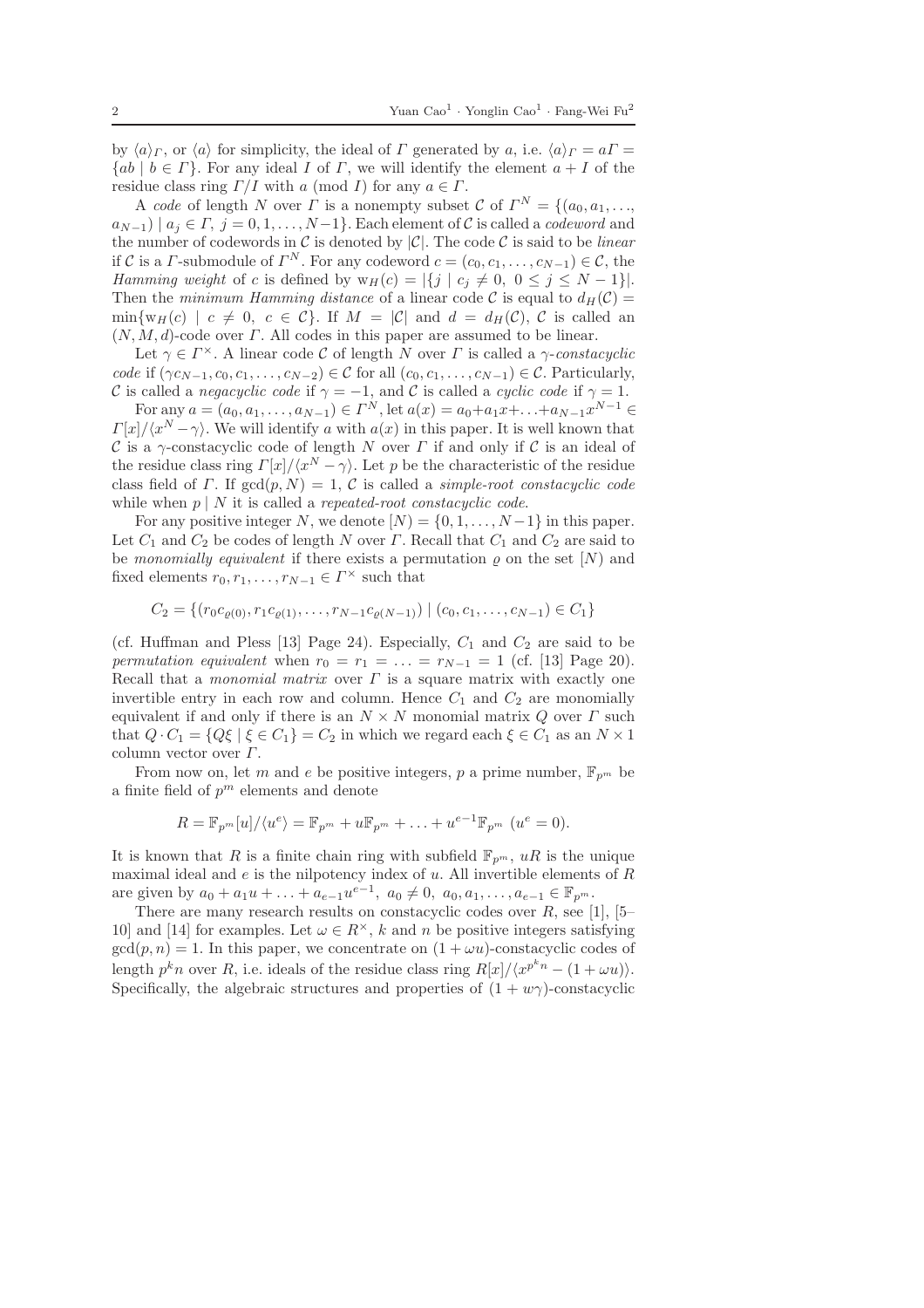by $\langle a\rangle_\Gamma$, or $\langle a\rangle$ for simplicity, the ideal of $\Gamma$ generated by $a$, i.e. $\langle a\rangle_\Gamma = a\Gamma = \{ab \mid b \in \Gamma\}$. For any ideal $I$ of $\Gamma$, we will identify the element $a + I$ of the residue class ring $\Gamma/I$ with $a \pmod I$ for any $a \in \Gamma$.

A *code* of length $N$ over $\Gamma$ is a nonempty subset $\mathcal{C}$ of $\Gamma^N = \{(a_0, a_1, \ldots, a_{N-1}) \mid a_j \in \Gamma,\ j = 0, 1, \ldots, N-1\}$. Each element of $\mathcal{C}$ is called a *codeword* and the number of codewords in $\mathcal{C}$ is denoted by $|\mathcal{C}|$. The code $\mathcal{C}$ is said to be *linear* if $\mathcal{C}$ is a $\Gamma$-submodule of $\Gamma^N$. For any codeword $c = (c_0, c_1, \ldots, c_{N-1}) \in \mathcal{C}$, the *Hamming weight* of $c$ is defined by $\mathrm{w}_H(c) = |\{j \mid c_j \neq 0,\ 0 \leq j \leq N-1\}|$. Then the *minimum Hamming distance* of a linear code $\mathcal{C}$ is equal to $d_H(\mathcal{C}) = \min\{\mathrm{w}_H(c) \mid c \neq 0,\ c \in \mathcal{C}\}$. If $M = |\mathcal{C}|$ and $d = d_H(\mathcal{C})$, $\mathcal{C}$ is called an $(N, M, d)$-code over $\Gamma$. All codes in this paper are assumed to be linear.

Let $\gamma \in \Gamma^\times$. A linear code $\mathcal{C}$ of length $N$ over $\Gamma$ is called a *$\gamma$-constacyclic code* if $(\gamma c_{N-1}, c_0, c_1, \ldots, c_{N-2}) \in \mathcal{C}$ for all $(c_0, c_1, \ldots, c_{N-1}) \in \mathcal{C}$. Particularly, $\mathcal{C}$ is called a *negacyclic code* if $\gamma = -1$, and $\mathcal{C}$ is called a *cyclic code* if $\gamma = 1$.

For any $a = (a_0, a_1, \ldots, a_{N-1}) \in \Gamma^N$, let $a(x) = a_0 + a_1x + \ldots + a_{N-1}x^{N-1} \in \Gamma[x]/\langle x^N - \gamma\rangle$. We will identify $a$ with $a(x)$ in this paper. It is well known that $\mathcal{C}$ is a $\gamma$-constacyclic code of length $N$ over $\Gamma$ if and only if $\mathcal{C}$ is an ideal of the residue class ring $\Gamma[x]/\langle x^N - \gamma\rangle$. Let $p$ be the characteristic of the residue class field of $\Gamma$. If $\gcd(p, N) = 1$, $\mathcal{C}$ is called a *simple-root constacyclic code* while when $p \mid N$ it is called a *repeated-root constacyclic code*.

For any positive integer $N$, we denote $[N) = \{0, 1, \ldots, N-1\}$ in this paper. Let $C_1$ and $C_2$ be codes of length $N$ over $\Gamma$. Recall that $C_1$ and $C_2$ are said to be *monomially equivalent* if there exists a permutation $\varrho$ on the set $[N)$ and fixed elements $r_0, r_1, \ldots, r_{N-1} \in \Gamma^\times$ such that

$$C_2 = \{(r_0c_{\varrho(0)}, r_1c_{\varrho(1)}, \ldots, r_{N-1}c_{\varrho(N-1)}) \mid (c_0, c_1, \ldots, c_{N-1}) \in C_1\}$$

(cf. Huffman and Pless [13] Page 24). Especially, $C_1$ and $C_2$ are said to be *permutation equivalent* when $r_0 = r_1 = \ldots = r_{N-1} = 1$ (cf. [13] Page 20). Recall that a *monomial matrix* over $\Gamma$ is a square matrix with exactly one invertible entry in each row and column. Hence $C_1$ and $C_2$ are monomially equivalent if and only if there is an $N \times N$ monomial matrix $Q$ over $\Gamma$ such that $Q \cdot C_1 = \{Q\xi \mid \xi \in C_1\} = C_2$ in which we regard each $\xi \in C_1$ as an $N \times 1$ column vector over $\Gamma$.

From now on, let $m$ and $e$ be positive integers, $p$ a prime number, $\mathbb{F}_{p^m}$ be a finite field of $p^m$ elements and denote

$$R = \mathbb{F}_{p^m}[u]/\langle u^e\rangle = \mathbb{F}_{p^m} + u\mathbb{F}_{p^m} + \ldots + u^{e-1}\mathbb{F}_{p^m}\ (u^e = 0).$$

It is known that $R$ is a finite chain ring with subfield $\mathbb{F}_{p^m}$, $uR$ is the unique maximal ideal and $e$ is the nilpotency index of $u$. All invertible elements of $R$ are given by $a_0 + a_1u + \ldots + a_{e-1}u^{e-1},\ a_0 \neq 0,\ a_0, a_1, \ldots, a_{e-1} \in \mathbb{F}_{p^m}$.

There are many research results on constacyclic codes over $R$, see [1], [5–10] and [14] for examples. Let $\omega \in R^\times$, $k$ and $n$ be positive integers satisfying $\gcd(p, n) = 1$. In this paper, we concentrate on $(1 + \omega u)$-constacyclic codes of length $p^kn$ over $R$, i.e. ideals of the residue class ring $R[x]/\langle x^{p^kn} - (1 + \omega u)\rangle$. Specifically, the algebraic structures and properties of $(1 + w\gamma)$-constacyclic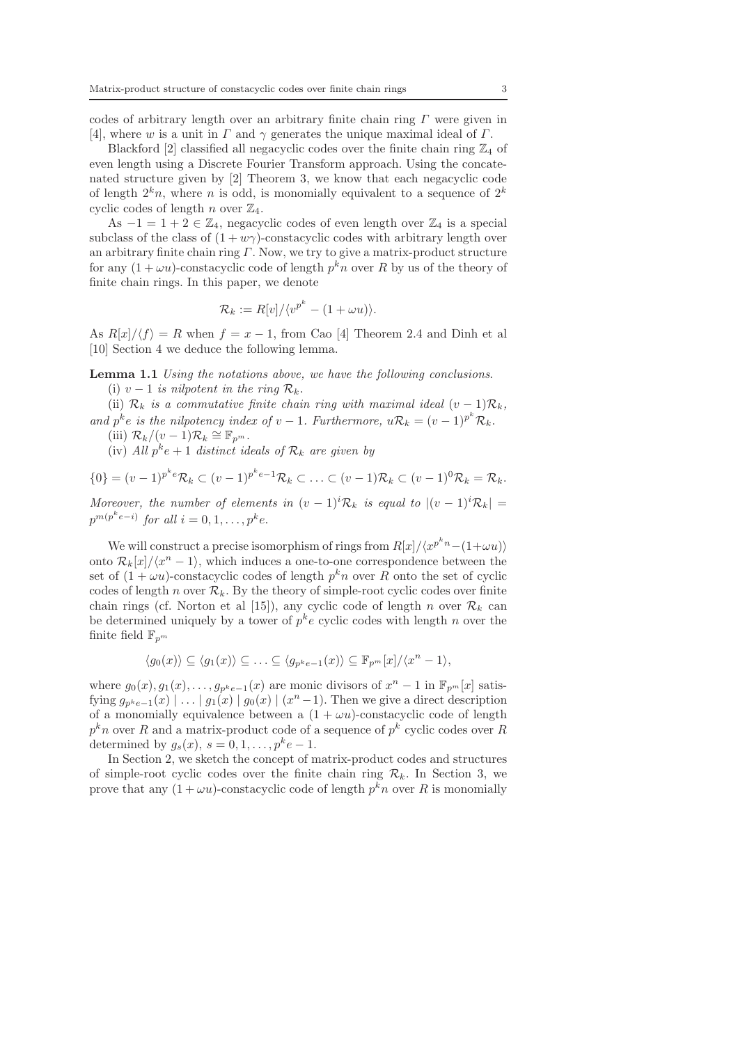codes of arbitrary length over an arbitrary finite chain ring $\Gamma$ were given in [4], where $w$ is a unit in $\Gamma$ and $\gamma$ generates the unique maximal ideal of $\Gamma$.

Blackford [2] classified all negacyclic codes over the finite chain ring $\mathbb{Z}_4$ of even length using a Discrete Fourier Transform approach. Using the concatenated structure given by [2] Theorem 3, we know that each negacyclic code of length $2^k n$, where $n$ is odd, is monomially equivalent to a sequence of $2^k$ cyclic codes of length $n$ over $\mathbb{Z}_4$.

As $-1 = 1 + 2 \in \mathbb{Z}_4$, negacyclic codes of even length over $\mathbb{Z}_4$ is a special subclass of the class of $(1 + w\gamma)$-constacyclic codes with arbitrary length over an arbitrary finite chain ring $\Gamma$. Now, we try to give a matrix-product structure for any $(1 + \omega u)$-constacyclic code of length $p^k n$ over $R$ by us of the theory of finite chain rings. In this paper, we denote

$$\mathcal{R}_k := R[v]/\langle v^{p^k} - (1 + \omega u)\rangle.$$

As $R[x]/\langle f\rangle = R$ when $f = x - 1$, from Cao [4] Theorem 2.4 and Dinh et al [10] Section 4 we deduce the following lemma.

**Lemma 1.1** *Using the notations above, we have the following conclusions.*

(i) $v - 1$ *is nilpotent in the ring* $\mathcal{R}_k$.

(ii) $\mathcal{R}_k$ *is a commutative finite chain ring with maximal ideal* $(v - 1)\mathcal{R}_k$, *and* $p^k e$ *is the nilpotency index of* $v - 1$. *Furthermore,* $u\mathcal{R}_k = (v - 1)^{p^k}\mathcal{R}_k$.

(iii) $\mathcal{R}_k/(v - 1)\mathcal{R}_k \cong \mathbb{F}_{p^m}$.

(iv) *All* $p^k e + 1$ *distinct ideals of* $\mathcal{R}_k$ *are given by*

$$\{0\} = (v-1)^{p^k e}\mathcal{R}_k \subset (v-1)^{p^k e-1}\mathcal{R}_k \subset \ldots \subset (v-1)\mathcal{R}_k \subset (v-1)^0\mathcal{R}_k = \mathcal{R}_k.$$

*Moreover, the number of elements in* $(v-1)^i\mathcal{R}_k$ *is equal to* $|(v-1)^i\mathcal{R}_k| = p^{m(p^k e - i)}$ *for all* $i = 0, 1, \ldots, p^k e$.

We will construct a precise isomorphism of rings from $R[x]/\langle x^{p^k n} - (1+\omega u)\rangle$ onto $\mathcal{R}_k[x]/\langle x^n - 1\rangle$, which induces a one-to-one correspondence between the set of $(1 + \omega u)$-constacyclic codes of length $p^k n$ over $R$ onto the set of cyclic codes of length $n$ over $\mathcal{R}_k$. By the theory of simple-root cyclic codes over finite chain rings (cf. Norton et al [15]), any cyclic code of length $n$ over $\mathcal{R}_k$ can be determined uniquely by a tower of $p^k e$ cyclic codes with length $n$ over the finite field $\mathbb{F}_{p^m}$

$$\langle g_0(x)\rangle \subseteq \langle g_1(x)\rangle \subseteq \ldots \subseteq \langle g_{p^k e-1}(x)\rangle \subseteq \mathbb{F}_{p^m}[x]/\langle x^n - 1\rangle,$$

where $g_0(x), g_1(x), \ldots, g_{p^k e-1}(x)$ are monic divisors of $x^n - 1$ in $\mathbb{F}_{p^m}[x]$ satisfying $g_{p^k e-1}(x) \mid \ldots \mid g_1(x) \mid g_0(x) \mid (x^n - 1)$. Then we give a direct description of a monomially equivalence between a $(1 + \omega u)$-constacyclic code of length $p^k n$ over $R$ and a matrix-product code of a sequence of $p^k$ cyclic codes over $R$ determined by $g_s(x)$, $s = 0, 1, \ldots, p^k e - 1$.

In Section 2, we sketch the concept of matrix-product codes and structures of simple-root cyclic codes over the finite chain ring $\mathcal{R}_k$. In Section 3, we prove that any $(1 + \omega u)$-constacyclic code of length $p^k n$ over $R$ is monomially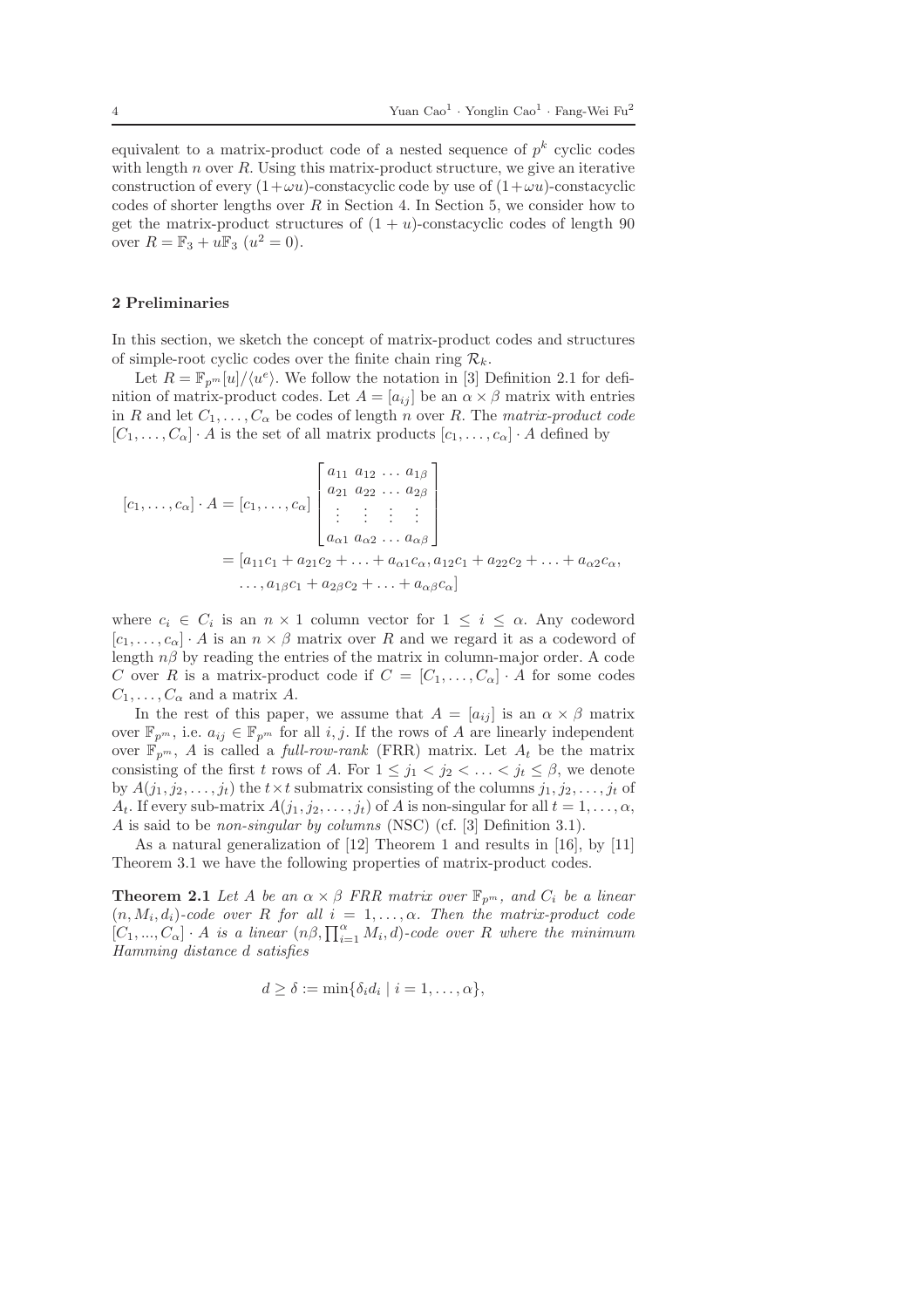equivalent to a matrix-product code of a nested sequence of $p^k$ cyclic codes with length $n$ over $R$. Using this matrix-product structure, we give an iterative construction of every $(1+\omega u)$-constacyclic code by use of $(1+\omega u)$-constacyclic codes of shorter lengths over $R$ in Section 4. In Section 5, we consider how to get the matrix-product structures of $(1+u)$-constacyclic codes of length 90 over $R = \mathbb{F}_3 + u\mathbb{F}_3$ ($u^2 = 0$).

## 2 Preliminaries

In this section, we sketch the concept of matrix-product codes and structures of simple-root cyclic codes over the finite chain ring $\mathcal{R}_k$.

Let $R = \mathbb{F}_{p^m}[u]/\langle u^e \rangle$. We follow the notation in [3] Definition 2.1 for definition of matrix-product codes. Let $A = [a_{ij}]$ be an $\alpha \times \beta$ matrix with entries in $R$ and let $C_1, \ldots, C_\alpha$ be codes of length $n$ over $R$. The *matrix-product code* $[C_1, \ldots, C_\alpha] \cdot A$ is the set of all matrix products $[c_1, \ldots, c_\alpha] \cdot A$ defined by

$$
\begin{aligned}
[c_1, \ldots, c_\alpha] \cdot A &= [c_1, \ldots, c_\alpha] \begin{bmatrix} a_{11} & a_{12} & \ldots & a_{1\beta} \\ a_{21} & a_{22} & \ldots & a_{2\beta} \\ \vdots & \vdots & \vdots & \vdots \\ a_{\alpha 1} & a_{\alpha 2} & \ldots & a_{\alpha\beta} \end{bmatrix} \\
&= [a_{11}c_1 + a_{21}c_2 + \ldots + a_{\alpha 1}c_\alpha, a_{12}c_1 + a_{22}c_2 + \ldots + a_{\alpha 2}c_\alpha, \\
&\quad \ldots, a_{1\beta}c_1 + a_{2\beta}c_2 + \ldots + a_{\alpha\beta}c_\alpha]
\end{aligned}
$$

where $c_i \in C_i$ is an $n \times 1$ column vector for $1 \le i \le \alpha$. Any codeword $[c_1, \ldots, c_\alpha] \cdot A$ is an $n \times \beta$ matrix over $R$ and we regard it as a codeword of length $n\beta$ by reading the entries of the matrix in column-major order. A code $C$ over $R$ is a matrix-product code if $C = [C_1, \ldots, C_\alpha] \cdot A$ for some codes $C_1, \ldots, C_\alpha$ and a matrix $A$.

In the rest of this paper, we assume that $A = [a_{ij}]$ is an $\alpha \times \beta$ matrix over $\mathbb{F}_{p^m}$, i.e. $a_{ij} \in \mathbb{F}_{p^m}$ for all $i, j$. If the rows of $A$ are linearly independent over $\mathbb{F}_{p^m}$, $A$ is called a *full-row-rank* (FRR) matrix. Let $A_t$ be the matrix consisting of the first $t$ rows of $A$. For $1 \le j_1 < j_2 < \ldots < j_t \le \beta$, we denote by $A(j_1, j_2, \ldots, j_t)$ the $t \times t$ submatrix consisting of the columns $j_1, j_2, \ldots, j_t$ of $A_t$. If every sub-matrix $A(j_1, j_2, \ldots, j_t)$ of $A$ is non-singular for all $t = 1, \ldots, \alpha$, $A$ is said to be *non-singular by columns* (NSC) (cf. [3] Definition 3.1).

As a natural generalization of [12] Theorem 1 and results in [16], by [11] Theorem 3.1 we have the following properties of matrix-product codes.

**Theorem 2.1** *Let $A$ be an $\alpha \times \beta$ FRR matrix over $\mathbb{F}_{p^m}$, and $C_i$ be a linear $(n, M_i, d_i)$-code over $R$ for all $i = 1, \ldots, \alpha$. Then the matrix-product code $[C_1, ..., C_\alpha] \cdot A$ is a linear $(n\beta, \prod_{i=1}^{\alpha} M_i, d)$-code over $R$ where the minimum Hamming distance $d$ satisfies*

$$
d \ge \delta := \min\{\delta_i d_i \mid i = 1, \ldots, \alpha\},
$$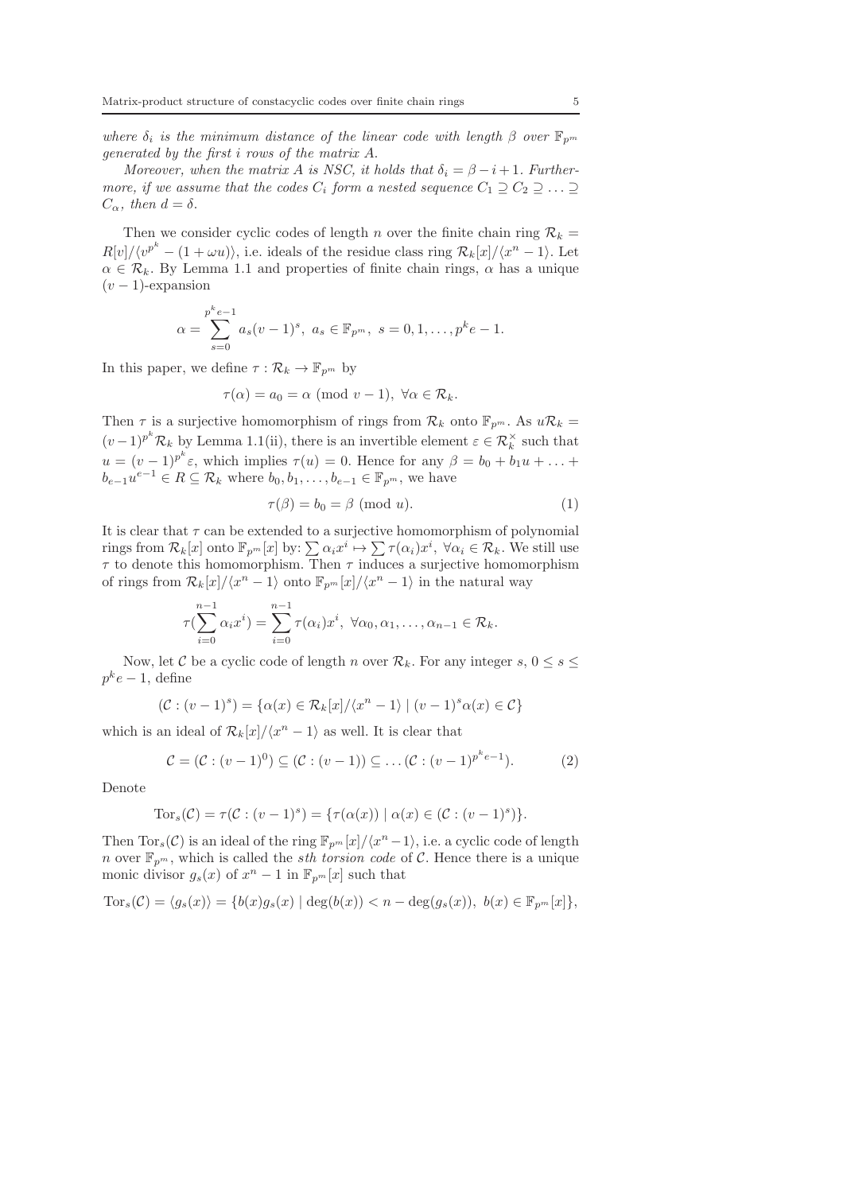*where $\delta_i$ is the minimum distance of the linear code with length $\beta$ over $\mathbb{F}_{p^m}$ generated by the first $i$ rows of the matrix $A$.*

*Moreover, when the matrix $A$ is NSC, it holds that $\delta_i = \beta - i + 1$. Furthermore, if we assume that the codes $C_i$ form a nested sequence $C_1 \supseteq C_2 \supseteq \ldots \supseteq C_\alpha$, then $d = \delta$.*

Then we consider cyclic codes of length $n$ over the finite chain ring $\mathcal{R}_k = R[v]/\langle v^{p^k} - (1 + \omega u)\rangle$, i.e. ideals of the residue class ring $\mathcal{R}_k[x]/\langle x^n - 1\rangle$. Let $\alpha \in \mathcal{R}_k$. By Lemma 1.1 and properties of finite chain rings, $\alpha$ has a unique $(v-1)$-expansion

$$\alpha = \sum_{s=0}^{p^k e - 1} a_s (v-1)^s, \ a_s \in \mathbb{F}_{p^m}, \ s = 0, 1, \ldots, p^k e - 1.$$

In this paper, we define $\tau : \mathcal{R}_k \to \mathbb{F}_{p^m}$ by

$$\tau(\alpha) = a_0 = \alpha \ (\text{mod } v - 1), \ \forall \alpha \in \mathcal{R}_k.$$

Then $\tau$ is a surjective homomorphism of rings from $\mathcal{R}_k$ onto $\mathbb{F}_{p^m}$. As $u\mathcal{R}_k = (v-1)^{p^k}\mathcal{R}_k$ by Lemma 1.1(ii), there is an invertible element $\varepsilon \in \mathcal{R}_k^\times$ such that $u = (v-1)^{p^k}\varepsilon$, which implies $\tau(u) = 0$. Hence for any $\beta = b_0 + b_1 u + \ldots + b_{e-1}u^{e-1} \in R \subseteq \mathcal{R}_k$ where $b_0, b_1, \ldots, b_{e-1} \in \mathbb{F}_{p^m}$, we have

$$\tau(\beta) = b_0 = \beta \ (\text{mod } u). \tag{1}$$

It is clear that $\tau$ can be extended to a surjective homomorphism of polynomial rings from $\mathcal{R}_k[x]$ onto $\mathbb{F}_{p^m}[x]$ by: $\sum \alpha_i x^i \mapsto \sum \tau(\alpha_i)x^i$, $\forall \alpha_i \in \mathcal{R}_k$. We still use $\tau$ to denote this homomorphism. Then $\tau$ induces a surjective homomorphism of rings from $\mathcal{R}_k[x]/\langle x^n - 1\rangle$ onto $\mathbb{F}_{p^m}[x]/\langle x^n - 1\rangle$ in the natural way

$$\tau(\sum_{i=0}^{n-1} \alpha_i x^i) = \sum_{i=0}^{n-1} \tau(\alpha_i)x^i, \ \forall \alpha_0, \alpha_1, \ldots, \alpha_{n-1} \in \mathcal{R}_k.$$

Now, let $\mathcal{C}$ be a cyclic code of length $n$ over $\mathcal{R}_k$. For any integer $s$, $0 \leq s \leq p^k e - 1$, define

$$(\mathcal{C} : (v-1)^s) = \{\alpha(x) \in \mathcal{R}_k[x]/\langle x^n - 1\rangle \mid (v-1)^s \alpha(x) \in \mathcal{C}\}$$

which is an ideal of $\mathcal{R}_k[x]/\langle x^n - 1\rangle$ as well. It is clear that

$$\mathcal{C} = (\mathcal{C} : (v-1)^0) \subseteq (\mathcal{C} : (v-1)) \subseteq \ldots (\mathcal{C} : (v-1)^{p^k e - 1}). \tag{2}$$

Denote

$$\text{Tor}_s(\mathcal{C}) = \tau(\mathcal{C} : (v-1)^s) = \{\tau(\alpha(x)) \mid \alpha(x) \in (\mathcal{C} : (v-1)^s)\}.$$

Then $\text{Tor}_s(\mathcal{C})$ is an ideal of the ring $\mathbb{F}_{p^m}[x]/\langle x^n - 1\rangle$, i.e. a cyclic code of length $n$ over $\mathbb{F}_{p^m}$, which is called the *sth torsion code* of $\mathcal{C}$. Hence there is a unique monic divisor $g_s(x)$ of $x^n - 1$ in $\mathbb{F}_{p^m}[x]$ such that

$$\text{Tor}_s(\mathcal{C}) = \langle g_s(x)\rangle = \{b(x)g_s(x) \mid \deg(b(x)) < n - \deg(g_s(x)), \ b(x) \in \mathbb{F}_{p^m}[x]\},$$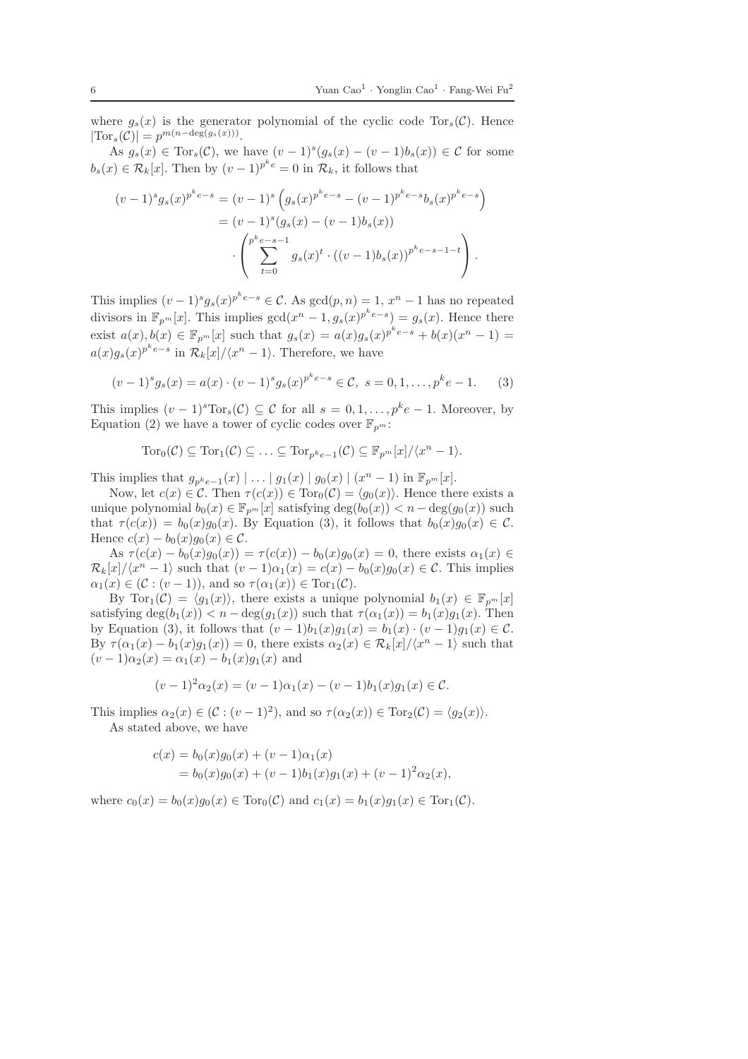where $g_s(x)$ is the generator polynomial of the cyclic code $\mathrm{Tor}_s(\mathcal{C})$. Hence $|\mathrm{Tor}_s(\mathcal{C})| = p^{m(n-\deg(g_s(x)))}$.

As $g_s(x) \in \mathrm{Tor}_s(\mathcal{C})$, we have $(v-1)^s(g_s(x) - (v-1)b_s(x)) \in \mathcal{C}$ for some $b_s(x) \in \mathcal{R}_k[x]$. Then by $(v-1)^{p^k e} = 0$ in $\mathcal{R}_k$, it follows that

$$
\begin{aligned}
(v-1)^s g_s(x)^{p^k e - s} &= (v-1)^s \left( g_s(x)^{p^k e - s} - (v-1)^{p^k e - s} b_s(x)^{p^k e - s} \right) \\
&= (v-1)^s (g_s(x) - (v-1)b_s(x)) \\
&\quad \cdot \left( \sum_{t=0}^{p^k e - s - 1} g_s(x)^t \cdot ((v-1)b_s(x))^{p^k e - s - 1 - t} \right).
\end{aligned}
$$

This implies $(v-1)^s g_s(x)^{p^k e - s} \in \mathcal{C}$. As $\gcd(p,n) = 1$, $x^n - 1$ has no repeated divisors in $\mathbb{F}_{p^m}[x]$. This implies $\gcd(x^n - 1, g_s(x)^{p^k e - s}) = g_s(x)$. Hence there exist $a(x), b(x) \in \mathbb{F}_{p^m}[x]$ such that $g_s(x) = a(x) g_s(x)^{p^k e - s} + b(x)(x^n - 1) = a(x) g_s(x)^{p^k e - s}$ in $\mathcal{R}_k[x]/\langle x^n - 1 \rangle$. Therefore, we have

$$
(v-1)^s g_s(x) = a(x) \cdot (v-1)^s g_s(x)^{p^k e - s} \in \mathcal{C}, \ s = 0, 1, \ldots, p^k e - 1. \quad (3)
$$

This implies $(v-1)^s \mathrm{Tor}_s(\mathcal{C}) \subseteq \mathcal{C}$ for all $s = 0, 1, \ldots, p^k e - 1$. Moreover, by Equation (2) we have a tower of cyclic codes over $\mathbb{F}_{p^m}$:

$$
\mathrm{Tor}_0(\mathcal{C}) \subseteq \mathrm{Tor}_1(\mathcal{C}) \subseteq \ldots \subseteq \mathrm{Tor}_{p^k e - 1}(\mathcal{C}) \subseteq \mathbb{F}_{p^m}[x]/\langle x^n - 1 \rangle.
$$

This implies that $g_{p^k e - 1}(x) \mid \ldots \mid g_1(x) \mid g_0(x) \mid (x^n - 1)$ in $\mathbb{F}_{p^m}[x]$.

Now, let $c(x) \in \mathcal{C}$. Then $\tau(c(x)) \in \mathrm{Tor}_0(\mathcal{C}) = \langle g_0(x) \rangle$. Hence there exists a unique polynomial $b_0(x) \in \mathbb{F}_{p^m}[x]$ satisfying $\deg(b_0(x)) < n - \deg(g_0(x))$ such that $\tau(c(x)) = b_0(x) g_0(x)$. By Equation (3), it follows that $b_0(x) g_0(x) \in \mathcal{C}$. Hence $c(x) - b_0(x) g_0(x) \in \mathcal{C}$.

As $\tau(c(x) - b_0(x) g_0(x)) = \tau(c(x)) - b_0(x) g_0(x) = 0$, there exists $\alpha_1(x) \in \mathcal{R}_k[x]/\langle x^n - 1 \rangle$ such that $(v-1)\alpha_1(x) = c(x) - b_0(x) g_0(x) \in \mathcal{C}$. This implies $\alpha_1(x) \in (\mathcal{C} : (v-1))$, and so $\tau(\alpha_1(x)) \in \mathrm{Tor}_1(\mathcal{C})$.

By $\mathrm{Tor}_1(\mathcal{C}) = \langle g_1(x) \rangle$, there exists a unique polynomial $b_1(x) \in \mathbb{F}_{p^m}[x]$ satisfying $\deg(b_1(x)) < n - \deg(g_1(x))$ such that $\tau(\alpha_1(x)) = b_1(x) g_1(x)$. Then by Equation (3), it follows that $(v-1) b_1(x) g_1(x) = b_1(x) \cdot (v-1) g_1(x) \in \mathcal{C}$. By $\tau(\alpha_1(x) - b_1(x) g_1(x)) = 0$, there exists $\alpha_2(x) \in \mathcal{R}_k[x]/\langle x^n - 1 \rangle$ such that $(v-1)\alpha_2(x) = \alpha_1(x) - b_1(x) g_1(x)$ and

$$
(v-1)^2 \alpha_2(x) = (v-1)\alpha_1(x) - (v-1) b_1(x) g_1(x) \in \mathcal{C}.
$$

This implies $\alpha_2(x) \in (\mathcal{C} : (v-1)^2)$, and so $\tau(\alpha_2(x)) \in \mathrm{Tor}_2(\mathcal{C}) = \langle g_2(x) \rangle$.

As stated above, we have

$$
\begin{aligned}
c(x) &= b_0(x) g_0(x) + (v-1)\alpha_1(x) \\
&= b_0(x) g_0(x) + (v-1) b_1(x) g_1(x) + (v-1)^2 \alpha_2(x),
\end{aligned}
$$

where $c_0(x) = b_0(x) g_0(x) \in \mathrm{Tor}_0(\mathcal{C})$ and $c_1(x) = b_1(x) g_1(x) \in \mathrm{Tor}_1(\mathcal{C})$.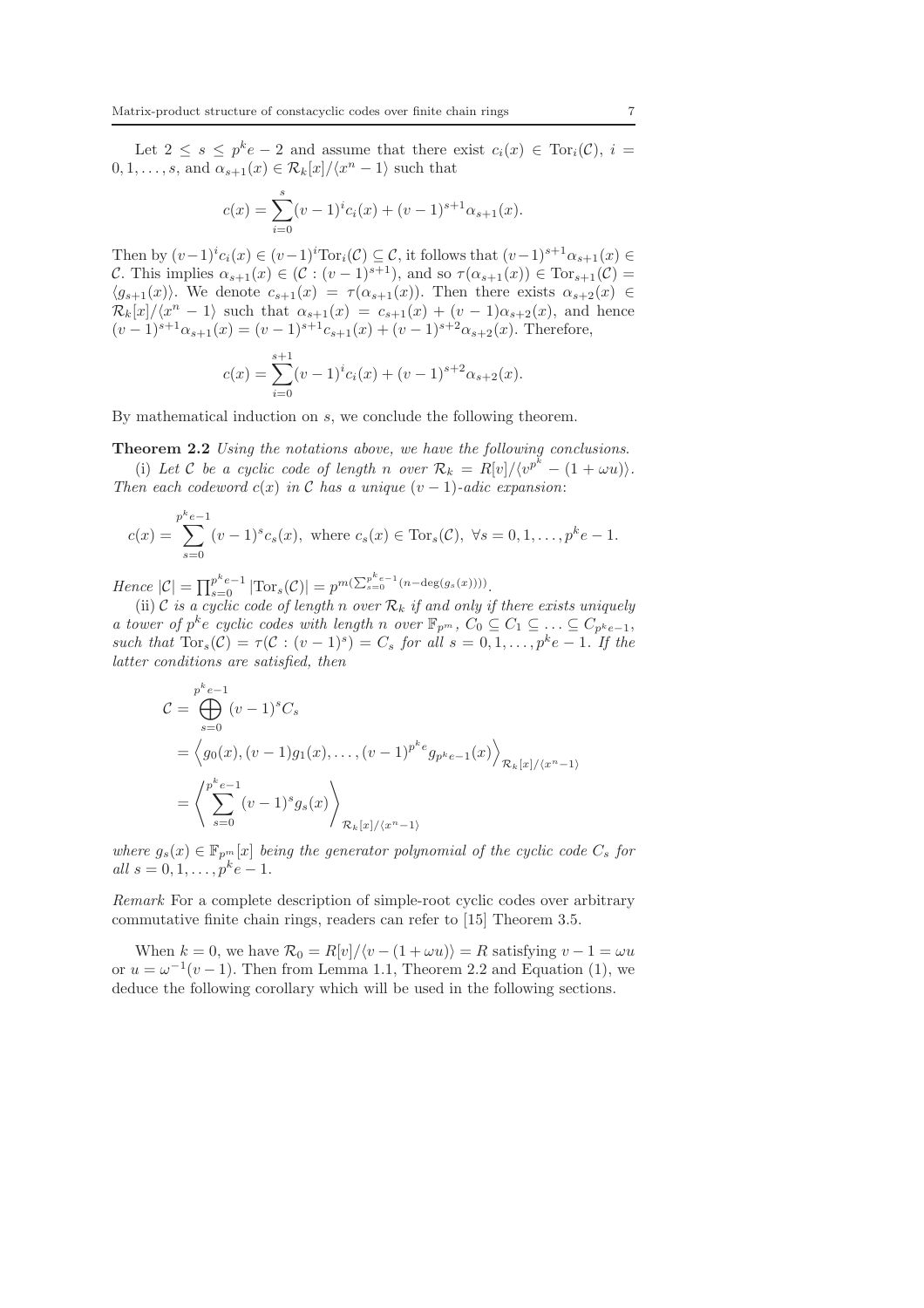Let $2 \le s \le p^k e - 2$ and assume that there exist $c_i(x) \in \mathrm{Tor}_i(\mathcal{C})$, $i = 0, 1, \ldots, s$, and $\alpha_{s+1}(x) \in \mathcal{R}_k[x]/\langle x^n - 1\rangle$ such that

$$c(x) = \sum_{i=0}^{s} (v-1)^i c_i(x) + (v-1)^{s+1}\alpha_{s+1}(x).$$

Then by $(v-1)^i c_i(x) \in (v-1)^i \mathrm{Tor}_i(\mathcal{C}) \subseteq \mathcal{C}$, it follows that $(v-1)^{s+1}\alpha_{s+1}(x) \in \mathcal{C}$. This implies $\alpha_{s+1}(x) \in (\mathcal{C} : (v-1)^{s+1})$, and so $\tau(\alpha_{s+1}(x)) \in \mathrm{Tor}_{s+1}(\mathcal{C}) = \langle g_{s+1}(x)\rangle$. We denote $c_{s+1}(x) = \tau(\alpha_{s+1}(x))$. Then there exists $\alpha_{s+2}(x) \in \mathcal{R}_k[x]/\langle x^n - 1\rangle$ such that $\alpha_{s+1}(x) = c_{s+1}(x) + (v-1)\alpha_{s+2}(x)$, and hence $(v-1)^{s+1}\alpha_{s+1}(x) = (v-1)^{s+1}c_{s+1}(x) + (v-1)^{s+2}\alpha_{s+2}(x)$. Therefore,

$$c(x) = \sum_{i=0}^{s+1} (v-1)^i c_i(x) + (v-1)^{s+2}\alpha_{s+2}(x).$$

By mathematical induction on $s$, we conclude the following theorem.

**Theorem 2.2** *Using the notations above, we have the following conclusions.*

(i) *Let $\mathcal{C}$ be a cyclic code of length $n$ over $\mathcal{R}_k = R[v]/\langle v^{p^k} - (1+\omega u)\rangle$. Then each codeword $c(x)$ in $\mathcal{C}$ has a unique $(v-1)$-adic expansion:*

$$c(x) = \sum_{s=0}^{p^k e - 1} (v-1)^s c_s(x), \text{ where } c_s(x) \in \mathrm{Tor}_s(\mathcal{C}),\ \forall s = 0, 1, \ldots, p^k e - 1.$$

*Hence* $|\mathcal{C}| = \prod_{s=0}^{p^k e - 1} |\mathrm{Tor}_s(\mathcal{C})| = p^{m(\sum_{s=0}^{p^k e-1}(n - \deg(g_s(x))))}$.

(ii) *$\mathcal{C}$ is a cyclic code of length $n$ over $\mathcal{R}_k$ if and only if there exists uniquely a tower of $p^k e$ cyclic codes with length $n$ over $\mathbb{F}_{p^m}$, $C_0 \subseteq C_1 \subseteq \ldots \subseteq C_{p^k e - 1}$, such that $\mathrm{Tor}_s(\mathcal{C}) = \tau(\mathcal{C} : (v-1)^s) = C_s$ for all $s = 0, 1, \ldots, p^k e - 1$. If the latter conditions are satisfied, then*

$$\begin{aligned}
\mathcal{C} &= \bigoplus_{s=0}^{p^k e - 1} (v-1)^s C_s \\
&= \left\langle g_0(x), (v-1)g_1(x), \ldots, (v-1)^{p^k e} g_{p^k e - 1}(x) \right\rangle_{\mathcal{R}_k[x]/\langle x^n - 1\rangle} \\
&= \left\langle \sum_{s=0}^{p^k e - 1} (v-1)^s g_s(x) \right\rangle_{\mathcal{R}_k[x]/\langle x^n - 1\rangle}
\end{aligned}$$

*where $g_s(x) \in \mathbb{F}_{p^m}[x]$ being the generator polynomial of the cyclic code $C_s$ for all $s = 0, 1, \ldots, p^k e - 1$.*

*Remark* For a complete description of simple-root cyclic codes over arbitrary commutative finite chain rings, readers can refer to [15] Theorem 3.5.

When $k = 0$, we have $\mathcal{R}_0 = R[v]/\langle v - (1+\omega u)\rangle = R$ satisfying $v - 1 = \omega u$ or $u = \omega^{-1}(v-1)$. Then from Lemma 1.1, Theorem 2.2 and Equation (1), we deduce the following corollary which will be used in the following sections.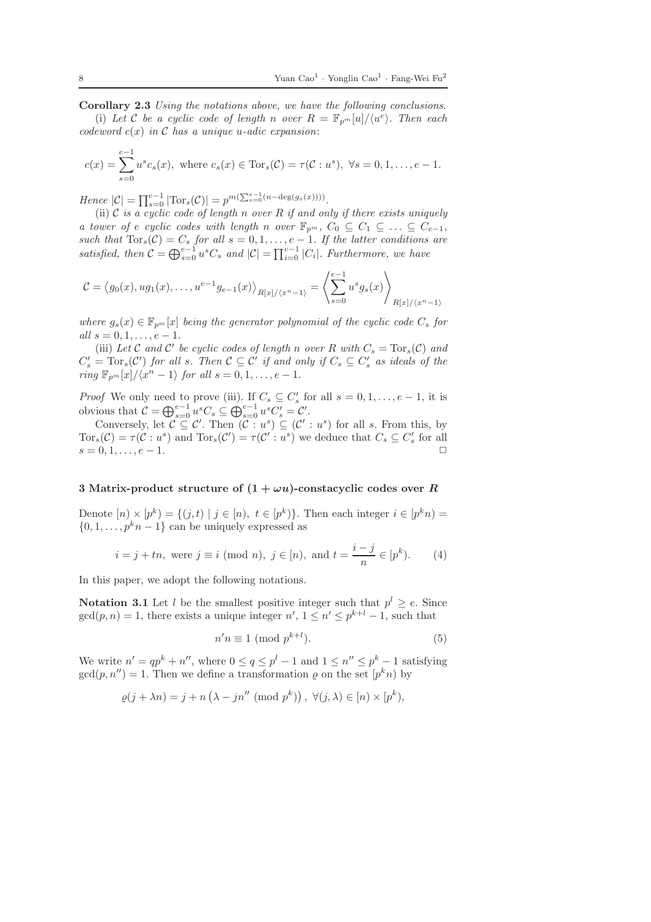**Corollary 2.3** *Using the notations above, we have the following conclusions.*

(i) *Let $\mathcal{C}$ be a cyclic code of length $n$ over $R = \mathbb{F}_{p^m}[u]/\langle u^e \rangle$. Then each codeword $c(x)$ in $\mathcal{C}$ has a unique $u$-adic expansion*:

$$c(x) = \sum_{s=0}^{e-1} u^s c_s(x), \text{ where } c_s(x) \in \mathrm{Tor}_s(\mathcal{C}) = \tau(\mathcal{C} : u^s), \ \forall s = 0, 1, \ldots, e-1.$$

*Hence* $|\mathcal{C}| = \prod_{s=0}^{e-1} |\mathrm{Tor}_s(\mathcal{C})| = p^{m(\sum_{s=0}^{e-1}(n - \deg(g_s(x))))}$.

(ii) *$\mathcal{C}$ is a cyclic code of length $n$ over $R$ if and only if there exists uniquely a tower of $e$ cyclic codes with length $n$ over $\mathbb{F}_{p^m}$, $C_0 \subseteq C_1 \subseteq \ldots \subseteq C_{e-1}$, such that $\mathrm{Tor}_s(\mathcal{C}) = C_s$ for all $s = 0, 1, \ldots, e-1$. If the latter conditions are satisfied, then $\mathcal{C} = \bigoplus_{s=0}^{e-1} u^s C_s$ and $|\mathcal{C}| = \prod_{i=0}^{e-1} |C_i|$. Furthermore, we have*

$$\mathcal{C} = \langle g_0(x), ug_1(x), \ldots, u^{e-1}g_{e-1}(x) \rangle_{R[x]/\langle x^n - 1 \rangle} = \left\langle \sum_{s=0}^{e-1} u^s g_s(x) \right\rangle_{R[x]/\langle x^n - 1 \rangle}$$

*where $g_s(x) \in \mathbb{F}_{p^m}[x]$ being the generator polynomial of the cyclic code $C_s$ for all $s = 0, 1, \ldots, e-1$.*

(iii) *Let $\mathcal{C}$ and $\mathcal{C}'$ be cyclic codes of length $n$ over $R$ with $C_s = \mathrm{Tor}_s(\mathcal{C})$ and $C'_s = \mathrm{Tor}_s(\mathcal{C}')$ for all $s$. Then $\mathcal{C} \subseteq \mathcal{C}'$ if and only if $C_s \subseteq C'_s$ as ideals of the ring $\mathbb{F}_{p^m}[x]/\langle x^n - 1 \rangle$ for all $s = 0, 1, \ldots, e-1$.*

*Proof* We only need to prove (iii). If $C_s \subseteq C'_s$ for all $s = 0, 1, \ldots, e-1$, it is obvious that $\mathcal{C} = \bigoplus_{s=0}^{e-1} u^s C_s \subseteq \bigoplus_{s=0}^{e-1} u^s C'_s = \mathcal{C}'$.

Conversely, let $\mathcal{C} \subseteq \mathcal{C}'$. Then $(\mathcal{C} : u^s) \subseteq (\mathcal{C}' : u^s)$ for all $s$. From this, by $\mathrm{Tor}_s(\mathcal{C}) = \tau(\mathcal{C} : u^s)$ and $\mathrm{Tor}_s(\mathcal{C}') = \tau(\mathcal{C}' : u^s)$ we deduce that $C_s \subseteq C'_s$ for all $s = 0, 1, \ldots, e-1$. $\square$

## 3 Matrix-product structure of $(1 + \omega u)$-constacyclic codes over $R$

Denote $[n) \times [p^k) = \{(j, t) \mid j \in [n), \ t \in [p^k)\}$. Then each integer $i \in [p^k n) = \{0, 1, \ldots, p^k n - 1\}$ can be uniquely expressed as

$$i = j + tn, \text{ were } j \equiv i \ (\mathrm{mod}\ n), \ j \in [n), \text{ and } t = \frac{i - j}{n} \in [p^k). \tag{4}$$

In this paper, we adopt the following notations.

**Notation 3.1** Let $l$ be the smallest positive integer such that $p^l \geq e$. Since $\gcd(p, n) = 1$, there exists a unique integer $n'$, $1 \leq n' \leq p^{k+l} - 1$, such that

$$n'n \equiv 1 \ (\mathrm{mod}\ p^{k+l}). \tag{5}$$

We write $n' = qp^k + n''$, where $0 \leq q \leq p^l - 1$ and $1 \leq n'' \leq p^k - 1$ satisfying $\gcd(p, n'') = 1$. Then we define a transformation $\varrho$ on the set $[p^k n)$ by

$$\varrho(j + \lambda n) = j + n\left(\lambda - jn'' \ (\mathrm{mod}\ p^k)\right), \ \forall (j, \lambda) \in [n) \times [p^k),$$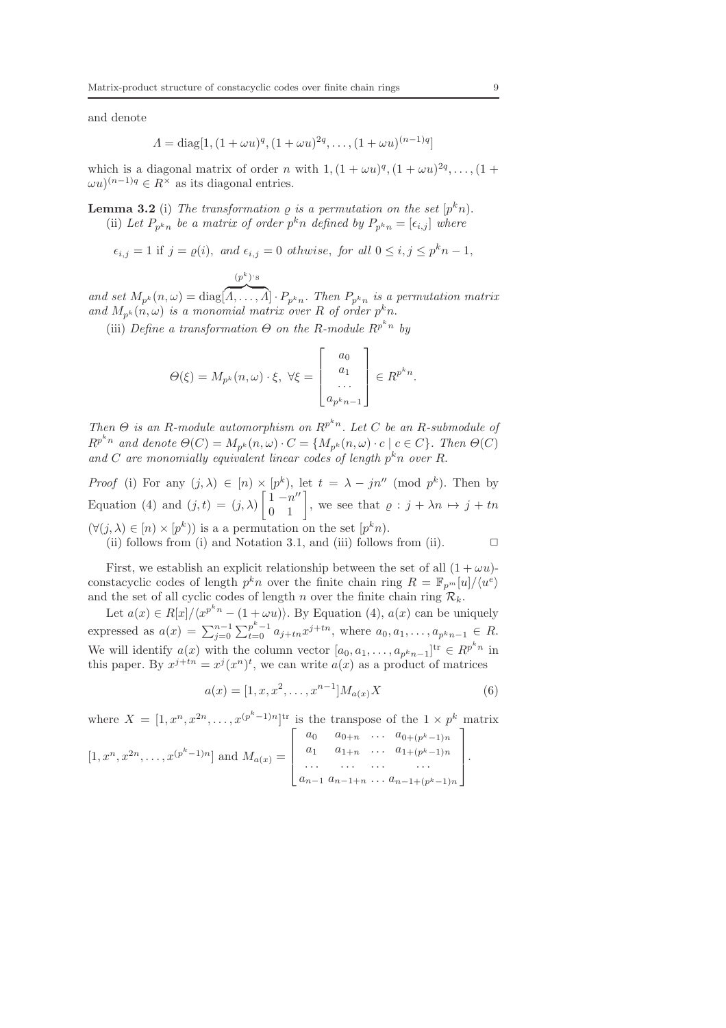and denote

$$\Lambda = \mathrm{diag}[1, (1+\omega u)^q, (1+\omega u)^{2q}, \ldots, (1+\omega u)^{(n-1)q}]$$

which is a diagonal matrix of order $n$ with $1, (1+\omega u)^q, (1+\omega u)^{2q}, \ldots, (1+\omega u)^{(n-1)q} \in R^\times$ as its diagonal entries.

**Lemma 3.2** (i) *The transformation $\varrho$ is a permutation on the set $[p^k n)$.*

(ii) *Let $P_{p^k n}$ be a matrix of order $p^k n$ defined by $P_{p^k n} = [\epsilon_{i,j}]$ where*

$$\epsilon_{i,j} = 1 \text{ if } j = \varrho(i), \text{ and } \epsilon_{i,j} = 0 \text{ othwise, for all } 0 \leq i, j \leq p^k n - 1,$$

*and set $M_{p^k}(n, \omega) = \mathrm{diag}[\overbrace{\Lambda, \ldots, \Lambda}^{(p^k)'\mathrm{s}}] \cdot P_{p^k n}$. Then $P_{p^k n}$ is a permutation matrix and $M_{p^k}(n, \omega)$ is a monomial matrix over $R$ of order $p^k n$.*

(iii) *Define a transformation $\Theta$ on the $R$-module $R^{p^k n}$ by*

$$\Theta(\xi) = M_{p^k}(n, \omega) \cdot \xi, \ \forall \xi = \begin{bmatrix} a_0 \\ a_1 \\ \ldots \\ a_{p^k n - 1} \end{bmatrix} \in R^{p^k n}.$$

*Then $\Theta$ is an $R$-module automorphism on $R^{p^k n}$. Let $C$ be an $R$-submodule of $R^{p^k n}$ and denote $\Theta(C) = M_{p^k}(n, \omega) \cdot C = \{M_{p^k}(n, \omega) \cdot c \mid c \in C\}$. Then $\Theta(C)$ and $C$ are monomially equivalent linear codes of length $p^k n$ over $R$.*

*Proof* (i) For any $(j, \lambda) \in [n) \times [p^k)$, let $t = \lambda - jn'' \pmod{p^k}$. Then by Equation (4) and $(j, t) = (j, \lambda) \begin{bmatrix} 1 & -n'' \\ 0 & 1 \end{bmatrix}$, we see that $\varrho : j + \lambda n \mapsto j + tn$ $(\forall (j, \lambda) \in [n) \times [p^k))$ is a a permutation on the set $[p^k n)$.

(ii) follows from (i) and Notation 3.1, and (iii) follows from (ii). $\square$

First, we establish an explicit relationship between the set of all $(1+\omega u)$-constacyclic codes of length $p^k n$ over the finite chain ring $R = \mathbb{F}_{p^m}[u]/\langle u^e \rangle$ and the set of all cyclic codes of length $n$ over the finite chain ring $\mathcal{R}_k$.

Let $a(x) \in R[x]/\langle x^{p^k n} - (1+\omega u) \rangle$. By Equation (4), $a(x)$ can be uniquely expressed as $a(x) = \sum_{j=0}^{n-1} \sum_{t=0}^{p^k - 1} a_{j+tn} x^{j+tn}$, where $a_0, a_1, \ldots, a_{p^k n - 1} \in R$. We will identify $a(x)$ with the column vector $[a_0, a_1, \ldots, a_{p^k n - 1}]^{\mathrm{tr}} \in R^{p^k n}$ in this paper. By $x^{j+tn} = x^j (x^n)^t$, we can write $a(x)$ as a product of matrices

$$a(x) = [1, x, x^2, \ldots, x^{n-1}] M_{a(x)} X \tag{6}$$

where $X = [1, x^n, x^{2n}, \ldots, x^{(p^k - 1)n}]^{\mathrm{tr}}$ is the transpose of the $1 \times p^k$ matrix $[1, x^n, x^{2n}, \ldots, x^{(p^k-1)n}]$ and $M_{a(x)} = \begin{bmatrix} a_0 & a_{0+n} & \ldots & a_{0+(p^k-1)n} \\ a_1 & a_{1+n} & \ldots & a_{1+(p^k-1)n} \\ \ldots & \ldots & \ldots & \ldots \\ a_{n-1} & a_{n-1+n} & \ldots & a_{n-1+(p^k-1)n} \end{bmatrix}$.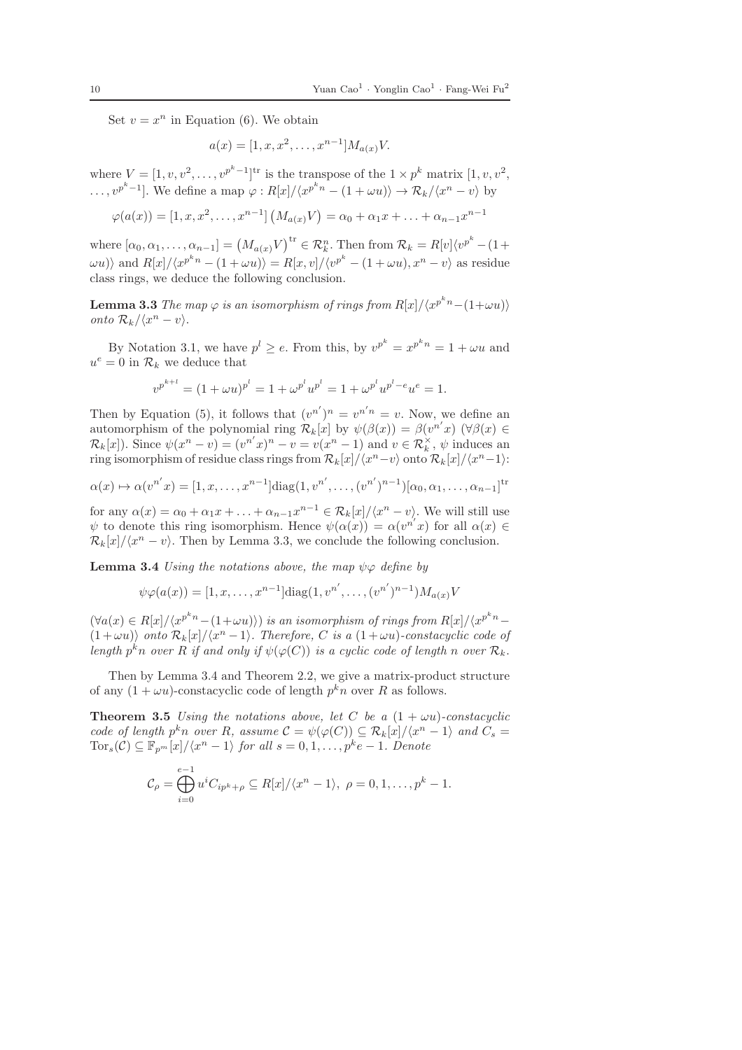Set $v = x^n$ in Equation (6). We obtain

$$a(x) = [1, x, x^2, \ldots, x^{n-1}]M_{a(x)}V.$$

where $V = [1, v, v^2, \ldots, v^{p^k-1}]^{\rm tr}$ is the transpose of the $1 \times p^k$ matrix $[1, v, v^2, \ldots, v^{p^k-1}]$. We define a map $\varphi : R[x]/\langle x^{p^k n} - (1 + \omega u)\rangle \to \mathcal{R}_k/\langle x^n - v\rangle$ by

$$\varphi(a(x)) = [1, x, x^2, \ldots, x^{n-1}]\left(M_{a(x)}V\right) = \alpha_0 + \alpha_1 x + \ldots + \alpha_{n-1}x^{n-1}$$

where $[\alpha_0, \alpha_1, \ldots, \alpha_{n-1}] = \left(M_{a(x)}V\right)^{\rm tr} \in \mathcal{R}_k^n$. Then from $\mathcal{R}_k = R[v]\langle v^{p^k} - (1+\omega u)\rangle$ and $R[x]/\langle x^{p^k n} - (1 + \omega u)\rangle = R[x, v]/\langle v^{p^k} - (1 + \omega u), x^n - v\rangle$ as residue class rings, we deduce the following conclusion.

**Lemma 3.3** *The map $\varphi$ is an isomorphism of rings from $R[x]/\langle x^{p^k n} - (1+\omega u)\rangle$ onto $\mathcal{R}_k/\langle x^n - v\rangle$.*

By Notation 3.1, we have $p^l \geq e$. From this, by $v^{p^k} = x^{p^k n} = 1 + \omega u$ and $u^e = 0$ in $\mathcal{R}_k$ we deduce that

$$v^{p^{k+l}} = (1 + \omega u)^{p^l} = 1 + \omega^{p^l}u^{p^l} = 1 + \omega^{p^l}u^{p^l-e}u^e = 1.$$

Then by Equation (5), it follows that $(v^{n'})^n = v^{n'n} = v$. Now, we define an automorphism of the polynomial ring $\mathcal{R}_k[x]$ by $\psi(\beta(x)) = \beta(v^{n'}x)$ $(\forall \beta(x) \in \mathcal{R}_k[x])$. Since $\psi(x^n - v) = (v^{n'}x)^n - v = v(x^n - 1)$ and $v \in \mathcal{R}_k^{\times}$, $\psi$ induces an ring isomorphism of residue class rings from $\mathcal{R}_k[x]/\langle x^n - v\rangle$ onto $\mathcal{R}_k[x]/\langle x^n - 1\rangle$:

$$\alpha(x) \mapsto \alpha(v^{n'}x) = [1, x, \ldots, x^{n-1}]{\rm diag}(1, v^{n'}, \ldots, (v^{n'})^{n-1})[\alpha_0, \alpha_1, \ldots, \alpha_{n-1}]^{\rm tr}$$

for any $\alpha(x) = \alpha_0 + \alpha_1 x + \ldots + \alpha_{n-1}x^{n-1} \in \mathcal{R}_k[x]/\langle x^n - v\rangle$. We will still use $\psi$ to denote this ring isomorphism. Hence $\psi(\alpha(x)) = \alpha(v^{n'}x)$ for all $\alpha(x) \in \mathcal{R}_k[x]/\langle x^n - v\rangle$. Then by Lemma 3.3, we conclude the following conclusion.

**Lemma 3.4** *Using the notations above, the map $\psi\varphi$ define by*

$$\psi\varphi(a(x)) = [1, x, \ldots, x^{n-1}]{\rm diag}(1, v^{n'}, \ldots, (v^{n'})^{n-1})M_{a(x)}V$$

*$(\forall a(x) \in R[x]/\langle x^{p^k n} - (1+\omega u)\rangle)$ is an isomorphism of rings from $R[x]/\langle x^{p^k n} - (1 + \omega u)\rangle$ onto $\mathcal{R}_k[x]/\langle x^n - 1\rangle$. Therefore, $C$ is a $(1 + \omega u)$-constacyclic code of length $p^k n$ over $R$ if and only if $\psi(\varphi(C))$ is a cyclic code of length $n$ over $\mathcal{R}_k$.*

Then by Lemma 3.4 and Theorem 2.2, we give a matrix-product structure of any $(1 + \omega u)$-constacyclic code of length $p^k n$ over $R$ as follows.

**Theorem 3.5** *Using the notations above, let $C$ be a $(1 + \omega u)$-constacyclic code of length $p^k n$ over $R$, assume $\mathcal{C} = \psi(\varphi(C)) \subseteq \mathcal{R}_k[x]/\langle x^n - 1\rangle$ and $C_s = {\rm Tor}_s(\mathcal{C}) \subseteq \mathbb{F}_{p^m}[x]/\langle x^n - 1\rangle$ for all $s = 0, 1, \ldots, p^k e - 1$. Denote*

$$\mathcal{C}_\rho = \bigoplus_{i=0}^{e-1} u^i C_{ip^k+\rho} \subseteq R[x]/\langle x^n - 1\rangle,\ \rho = 0, 1, \ldots, p^k - 1.$$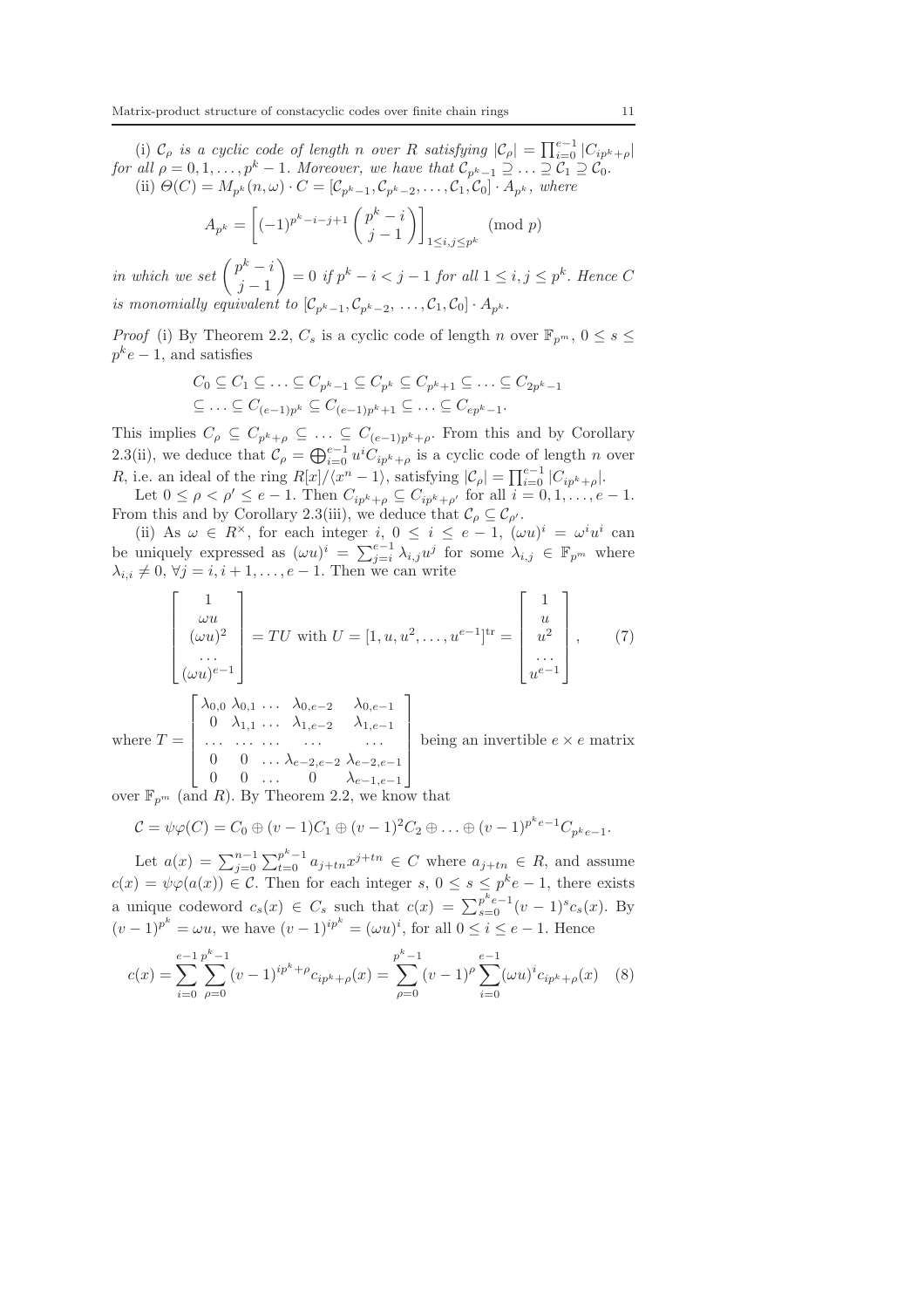(i) $\mathcal{C}_\rho$ *is a cyclic code of length* $n$ *over* $R$ *satisfying* $|\mathcal{C}_\rho| = \prod_{i=0}^{e-1} |C_{ip^k+\rho}|$ *for all* $\rho = 0, 1, \ldots, p^k - 1$*. Moreover, we have that* $\mathcal{C}_{p^k-1} \supseteq \ldots \supseteq \mathcal{C}_1 \supseteq \mathcal{C}_0$.

(ii) $\Theta(C) = M_{p^k}(n, \omega) \cdot C = [\mathcal{C}_{p^k-1}, \mathcal{C}_{p^k-2}, \ldots, \mathcal{C}_1, \mathcal{C}_0] \cdot A_{p^k}$*, where*

$$A_{p^k} = \left[(-1)^{p^k-i-j+1} \binom{p^k - i}{j-1}\right]_{1 \leq i,j \leq p^k} \pmod{p}$$

*in which we set* $\binom{p^k - i}{j-1} = 0$ *if* $p^k - i < j - 1$ *for all* $1 \leq i, j \leq p^k$*. Hence* $C$ *is monomially equivalent to* $[\mathcal{C}_{p^k-1}, \mathcal{C}_{p^k-2}, \ldots, \mathcal{C}_1, \mathcal{C}_0] \cdot A_{p^k}$.

*Proof* (i) By Theorem 2.2, $C_s$ is a cyclic code of length $n$ over $\mathbb{F}_{p^m}$, $0 \leq s \leq p^k e - 1$, and satisfies

$$\begin{aligned}
&C_0 \subseteq C_1 \subseteq \ldots \subseteq C_{p^k-1} \subseteq C_{p^k} \subseteq C_{p^k+1} \subseteq \ldots \subseteq C_{2p^k-1} \\
&\subseteq \ldots \subseteq C_{(e-1)p^k} \subseteq C_{(e-1)p^k+1} \subseteq \ldots \subseteq C_{ep^k-1}.
\end{aligned}$$

This implies $C_\rho \subseteq C_{p^k+\rho} \subseteq \ldots \subseteq C_{(e-1)p^k+\rho}$. From this and by Corollary 2.3(ii), we deduce that $\mathcal{C}_\rho = \bigoplus_{i=0}^{e-1} u^i C_{ip^k+\rho}$ is a cyclic code of length $n$ over $R$, i.e. an ideal of the ring $R[x]/\langle x^n - 1\rangle$, satisfying $|\mathcal{C}_\rho| = \prod_{i=0}^{e-1} |C_{ip^k+\rho}|$.

Let $0 \leq \rho < \rho' \leq e - 1$. Then $C_{ip^k+\rho} \subseteq C_{ip^k+\rho'}$ for all $i = 0, 1, \ldots, e-1$. From this and by Corollary 2.3(iii), we deduce that $\mathcal{C}_\rho \subseteq \mathcal{C}_{\rho'}$.

(ii) As $\omega \in R^\times$, for each integer $i$, $0 \leq i \leq e-1$, $(\omega u)^i = \omega^i u^i$ can be uniquely expressed as $(\omega u)^i = \sum_{j=i}^{e-1} \lambda_{i,j} u^j$ for some $\lambda_{i,j} \in \mathbb{F}_{p^m}$ where $\lambda_{i,i} \neq 0$, $\forall j = i, i+1, \ldots, e-1$. Then we can write

$$\begin{bmatrix} 1 \\ \omega u \\ (\omega u)^2 \\ \ldots \\ (\omega u)^{e-1} \end{bmatrix} = TU \text{ with } U = [1, u, u^2, \ldots, u^{e-1}]^{\rm tr} = \begin{bmatrix} 1 \\ u \\ u^2 \\ \ldots \\ u^{e-1} \end{bmatrix}, \tag{7}$$

where $T = \begin{bmatrix} \lambda_{0,0} & \lambda_{0,1} & \ldots & \lambda_{0,e-2} & \lambda_{0,e-1} \\ 0 & \lambda_{1,1} & \ldots & \lambda_{1,e-2} & \lambda_{1,e-1} \\ \ldots & \ldots & \ldots & \ldots & \ldots \\ 0 & 0 & \ldots & \lambda_{e-2,e-2} & \lambda_{e-2,e-1} \\ 0 & 0 & \ldots & 0 & \lambda_{e-1,e-1} \end{bmatrix}$ being an invertible $e \times e$ matrix over $\mathbb{F}_{p^m}$ (and $R$). By Theorem 2.2, we know that

$$\mathcal{C} = \psi\varphi(C) = C_0 \oplus (v-1)C_1 \oplus (v-1)^2 C_2 \oplus \ldots \oplus (v-1)^{p^k e-1} C_{p^k e-1}.$$

Let $a(x) = \sum_{j=0}^{n-1} \sum_{t=0}^{p^k-1} a_{j+tn} x^{j+tn} \in C$ where $a_{j+tn} \in R$, and assume $c(x) = \psi\varphi(a(x)) \in \mathcal{C}$. Then for each integer $s$, $0 \leq s \leq p^k e - 1$, there exists a unique codeword $c_s(x) \in C_s$ such that $c(x) = \sum_{s=0}^{p^k e-1} (v-1)^s c_s(x)$. By $(v-1)^{p^k} = \omega u$, we have $(v-1)^{ip^k} = (\omega u)^i$, for all $0 \leq i \leq e-1$. Hence

$$c(x) = \sum_{i=0}^{e-1} \sum_{\rho=0}^{p^k-1} (v-1)^{ip^k+\rho} c_{ip^k+\rho}(x) = \sum_{\rho=0}^{p^k-1} (v-1)^\rho \sum_{i=0}^{e-1} (\omega u)^i c_{ip^k+\rho}(x) \tag{8}$$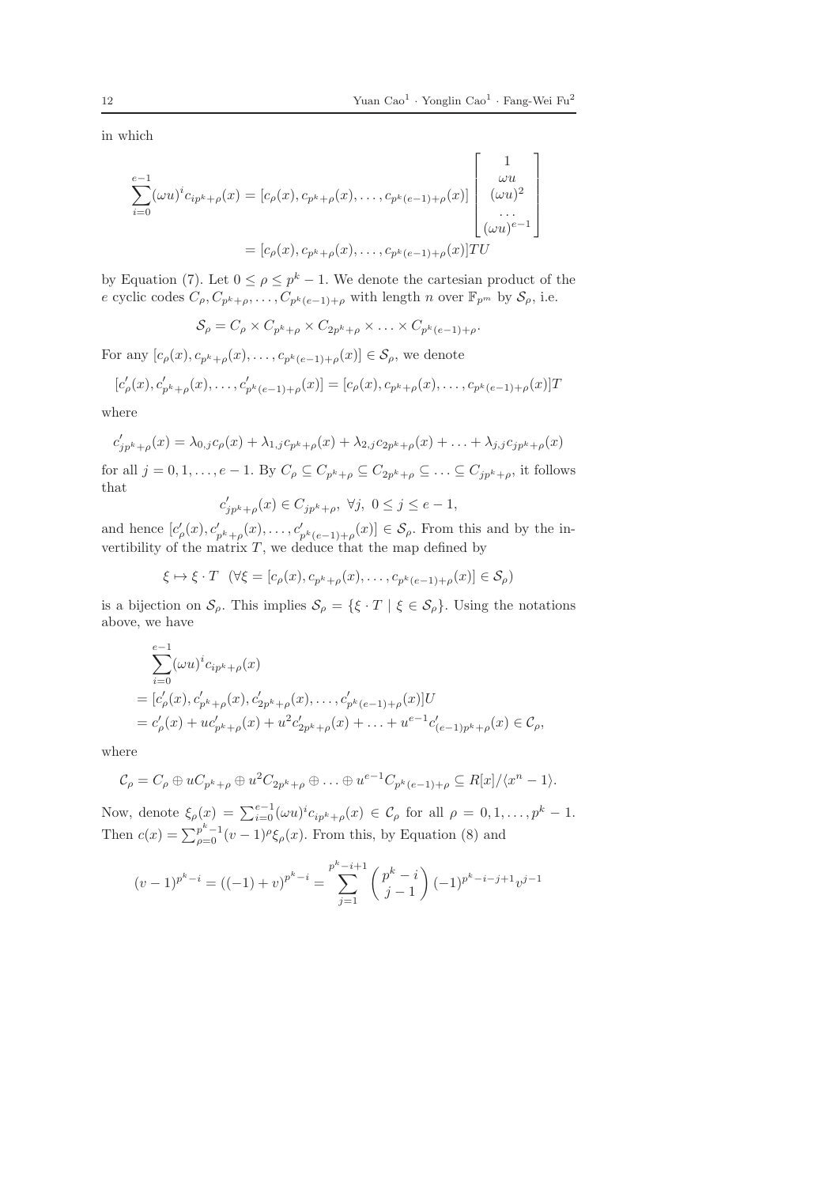in which

$$\sum_{i=0}^{e-1}(\omega u)^i c_{ip^k+\rho}(x) = [c_\rho(x), c_{p^k+\rho}(x), \ldots, c_{p^k(e-1)+\rho}(x)] \begin{bmatrix} 1 \\ \omega u \\ (\omega u)^2 \\ \ldots \\ (\omega u)^{e-1} \end{bmatrix}$$
$$= [c_\rho(x), c_{p^k+\rho}(x), \ldots, c_{p^k(e-1)+\rho}(x)]TU$$

by Equation (7). Let $0 \leq \rho \leq p^k - 1$. We denote the cartesian product of the $e$ cyclic codes $C_\rho, C_{p^k+\rho}, \ldots, C_{p^k(e-1)+\rho}$ with length $n$ over $\mathbb{F}_{p^m}$ by $\mathcal{S}_\rho$, i.e.

$$\mathcal{S}_\rho = C_\rho \times C_{p^k+\rho} \times C_{2p^k+\rho} \times \ldots \times C_{p^k(e-1)+\rho}.$$

For any $[c_\rho(x), c_{p^k+\rho}(x), \ldots, c_{p^k(e-1)+\rho}(x)] \in \mathcal{S}_\rho$, we denote

$$[c'_\rho(x), c'_{p^k+\rho}(x), \ldots, c'_{p^k(e-1)+\rho}(x)] = [c_\rho(x), c_{p^k+\rho}(x), \ldots, c_{p^k(e-1)+\rho}(x)]T$$

where

$$c'_{jp^k+\rho}(x) = \lambda_{0,j}c_\rho(x) + \lambda_{1,j}c_{p^k+\rho}(x) + \lambda_{2,j}c_{2p^k+\rho}(x) + \ldots + \lambda_{j,j}c_{jp^k+\rho}(x)$$

for all $j = 0, 1, \ldots, e-1$. By $C_\rho \subseteq C_{p^k+\rho} \subseteq C_{2p^k+\rho} \subseteq \ldots \subseteq C_{jp^k+\rho}$, it follows that

$$c'_{jp^k+\rho}(x) \in C_{jp^k+\rho}, \ \forall j, \ 0 \leq j \leq e-1,$$

and hence $[c'_\rho(x), c'_{p^k+\rho}(x), \ldots, c'_{p^k(e-1)+\rho}(x)] \in \mathcal{S}_\rho$. From this and by the invertibility of the matrix $T$, we deduce that the map defined by

$$\xi \mapsto \xi \cdot T \ \ (\forall \xi = [c_\rho(x), c_{p^k+\rho}(x), \ldots, c_{p^k(e-1)+\rho}(x)] \in \mathcal{S}_\rho)$$

is a bijection on $\mathcal{S}_\rho$. This implies $\mathcal{S}_\rho = \{\xi \cdot T \mid \xi \in \mathcal{S}_\rho\}$. Using the notations above, we have

$$\begin{aligned}
&\sum_{i=0}^{e-1}(\omega u)^i c_{ip^k+\rho}(x) \\
&= [c'_\rho(x), c'_{p^k+\rho}(x), c'_{2p^k+\rho}(x), \ldots, c'_{p^k(e-1)+\rho}(x)]U \\
&= c'_\rho(x) + uc'_{p^k+\rho}(x) + u^2 c'_{2p^k+\rho}(x) + \ldots + u^{e-1}c'_{(e-1)p^k+\rho}(x) \in \mathcal{C}_\rho,
\end{aligned}$$

where

$$\mathcal{C}_\rho = C_\rho \oplus uC_{p^k+\rho} \oplus u^2 C_{2p^k+\rho} \oplus \ldots \oplus u^{e-1}C_{p^k(e-1)+\rho} \subseteq R[x]/\langle x^n - 1\rangle.$$

Now, denote $\xi_\rho(x) = \sum_{i=0}^{e-1}(\omega u)^i c_{ip^k+\rho}(x) \in \mathcal{C}_\rho$ for all $\rho = 0, 1, \ldots, p^k - 1$. Then $c(x) = \sum_{\rho=0}^{p^k-1}(v-1)^\rho \xi_\rho(x)$. From this, by Equation (8) and

$$(v-1)^{p^k-i} = ((-1)+v)^{p^k-i} = \sum_{j=1}^{p^k-i+1} \binom{p^k-i}{j-1} (-1)^{p^k-i-j+1} v^{j-1}$$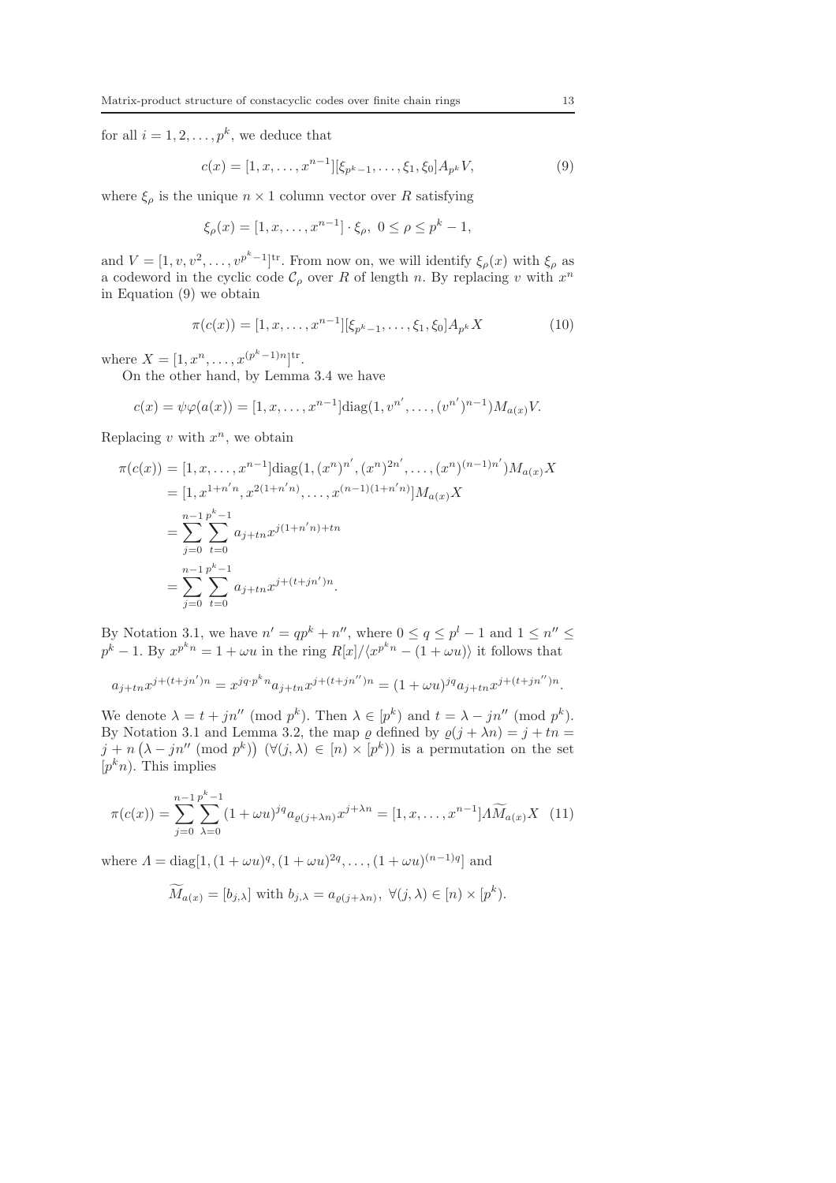for all $i = 1, 2, \ldots, p^k$, we deduce that

$$c(x) = [1, x, \ldots, x^{n-1}][\xi_{p^k-1}, \ldots, \xi_1, \xi_0]A_{p^k}V, \tag{9}$$

where $\xi_\rho$ is the unique $n \times 1$ column vector over $R$ satisfying

$$\xi_\rho(x) = [1, x, \ldots, x^{n-1}] \cdot \xi_\rho, \ 0 \leq \rho \leq p^k - 1,$$

and $V = [1, v, v^2, \ldots, v^{p^k-1}]^{\rm tr}$. From now on, we will identify $\xi_\rho(x)$ with $\xi_\rho$ as a codeword in the cyclic code $\mathcal{C}_\rho$ over $R$ of length $n$. By replacing $v$ with $x^n$ in Equation (9) we obtain

$$\pi(c(x)) = [1, x, \ldots, x^{n-1}][\xi_{p^k-1}, \ldots, \xi_1, \xi_0]A_{p^k}X \tag{10}$$

where $X = [1, x^n, \ldots, x^{(p^k-1)n}]^{\rm tr}$.

On the other hand, by Lemma 3.4 we have

$$c(x) = \psi\varphi(a(x)) = [1, x, \ldots, x^{n-1}]{\rm diag}(1, v^{n'}, \ldots, (v^{n'})^{n-1})M_{a(x)}V.$$

Replacing $v$ with $x^n$, we obtain

$$\begin{aligned}
\pi(c(x)) &= [1, x, \ldots, x^{n-1}]{\rm diag}(1, (x^n)^{n'}, (x^n)^{2n'}, \ldots, (x^n)^{(n-1)n'})M_{a(x)}X \\
&= [1, x^{1+n'n}, x^{2(1+n'n)}, \ldots, x^{(n-1)(1+n'n)}]M_{a(x)}X \\
&= \sum_{j=0}^{n-1}\sum_{t=0}^{p^k-1} a_{j+tn}x^{j(1+n'n)+tn} \\
&= \sum_{j=0}^{n-1}\sum_{t=0}^{p^k-1} a_{j+tn}x^{j+(t+jn')n}.
\end{aligned}$$

By Notation 3.1, we have $n' = qp^k + n''$, where $0 \leq q \leq p^l - 1$ and $1 \leq n'' \leq p^k - 1$. By $x^{p^k n} = 1 + \omega u$ in the ring $R[x]/\langle x^{p^k n} - (1 + \omega u)\rangle$ it follows that

$$a_{j+tn}x^{j+(t+jn')n} = x^{jq\cdot p^k n}a_{j+tn}x^{j+(t+jn'')n} = (1+\omega u)^{jq}a_{j+tn}x^{j+(t+jn'')n}.$$

We denote $\lambda = t + jn''$ (mod $p^k$). Then $\lambda \in [p^k)$ and $t = \lambda - jn''$ (mod $p^k$). By Notation 3.1 and Lemma 3.2, the map $\varrho$ defined by $\varrho(j + \lambda n) = j + tn = j + n\left(\lambda - jn'' \text{ (mod } p^k)\right)$ $(\forall (j, \lambda) \in [n) \times [p^k))$ is a permutation on the set $[p^k n)$. This implies

$$\pi(c(x)) = \sum_{j=0}^{n-1}\sum_{\lambda=0}^{p^k-1}(1+\omega u)^{jq}a_{\varrho(j+\lambda n)}x^{j+\lambda n} = [1, x, \ldots, x^{n-1}]\Lambda\widetilde{M}_{a(x)}X \tag{11}$$

where $\Lambda = {\rm diag}[1, (1 + \omega u)^q, (1 + \omega u)^{2q}, \ldots, (1 + \omega u)^{(n-1)q}]$ and

$$\widetilde{M}_{a(x)} = [b_{j,\lambda}] \text{ with } b_{j,\lambda} = a_{\varrho(j+\lambda n)}, \ \forall (j, \lambda) \in [n) \times [p^k).$$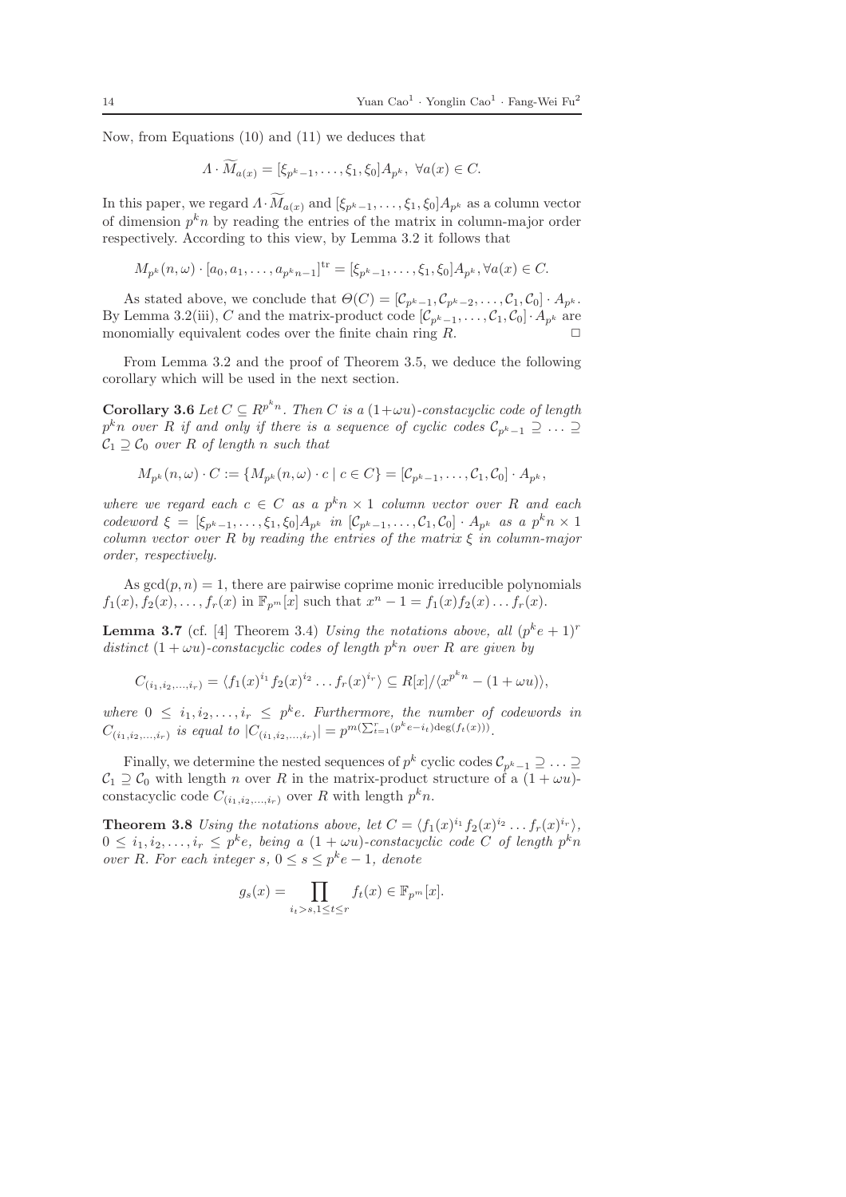Now, from Equations (10) and (11) we deduces that

$$\Lambda \cdot \widetilde{M}_{a(x)} = [\xi_{p^k-1}, \ldots, \xi_1, \xi_0]A_{p^k}, \ \forall a(x) \in C.$$

In this paper, we regard $\Lambda \cdot \widetilde{M}_{a(x)}$ and $[\xi_{p^k-1}, \ldots, \xi_1, \xi_0]A_{p^k}$ as a column vector of dimension $p^k n$ by reading the entries of the matrix in column-major order respectively. According to this view, by Lemma 3.2 it follows that

$$M_{p^k}(n, \omega) \cdot [a_0, a_1, \ldots, a_{p^k n-1}]^{\mathrm{tr}} = [\xi_{p^k-1}, \ldots, \xi_1, \xi_0]A_{p^k}, \forall a(x) \in C.$$

As stated above, we conclude that $\Theta(C) = [\mathcal{C}_{p^k-1}, \mathcal{C}_{p^k-2}, \ldots, \mathcal{C}_1, \mathcal{C}_0] \cdot A_{p^k}$. By Lemma 3.2(iii), $C$ and the matrix-product code $[\mathcal{C}_{p^k-1}, \ldots, \mathcal{C}_1, \mathcal{C}_0] \cdot A_{p^k}$ are monomially equivalent codes over the finite chain ring $R$. □

From Lemma 3.2 and the proof of Theorem 3.5, we deduce the following corollary which will be used in the next section.

**Corollary 3.6** *Let $C \subseteq R^{p^k n}$. Then $C$ is a $(1+\omega u)$-constacyclic code of length $p^k n$ over $R$ if and only if there is a sequence of cyclic codes $\mathcal{C}_{p^k-1} \supseteq \ldots \supseteq \mathcal{C}_1 \supseteq \mathcal{C}_0$ over $R$ of length $n$ such that*

$$M_{p^k}(n, \omega) \cdot C := \{M_{p^k}(n, \omega) \cdot c \mid c \in C\} = [\mathcal{C}_{p^k-1}, \ldots, \mathcal{C}_1, \mathcal{C}_0] \cdot A_{p^k},$$

*where we regard each $c \in C$ as a $p^k n \times 1$ column vector over $R$ and each codeword $\xi = [\xi_{p^k-1}, \ldots, \xi_1, \xi_0]A_{p^k}$ in $[\mathcal{C}_{p^k-1}, \ldots, \mathcal{C}_1, \mathcal{C}_0] \cdot A_{p^k}$ as a $p^k n \times 1$ column vector over $R$ by reading the entries of the matrix $\xi$ in column-major order, respectively.*

As $\gcd(p, n) = 1$, there are pairwise coprime monic irreducible polynomials $f_1(x), f_2(x), \ldots, f_r(x)$ in $\mathbb{F}_{p^m}[x]$ such that $x^n - 1 = f_1(x)f_2(x)\ldots f_r(x)$.

**Lemma 3.7** (cf. [4] Theorem 3.4) *Using the notations above, all $(p^k e + 1)^r$ distinct $(1 + \omega u)$-constacyclic codes of length $p^k n$ over $R$ are given by*

$$C_{(i_1, i_2, \ldots, i_r)} = \langle f_1(x)^{i_1} f_2(x)^{i_2} \ldots f_r(x)^{i_r} \rangle \subseteq R[x]/\langle x^{p^k n} - (1 + \omega u)\rangle,$$

*where $0 \leq i_1, i_2, \ldots, i_r \leq p^k e$. Furthermore, the number of codewords in $C_{(i_1, i_2, \ldots, i_r)}$ is equal to $|C_{(i_1, i_2, \ldots, i_r)}| = p^{m(\sum_{t=1}^{r}(p^k e - i_t)\deg(f_t(x)))}$.*

Finally, we determine the nested sequences of $p^k$ cyclic codes $\mathcal{C}_{p^k-1} \supseteq \ldots \supseteq \mathcal{C}_1 \supseteq \mathcal{C}_0$ with length $n$ over $R$ in the matrix-product structure of a $(1 + \omega u)$-constacyclic code $C_{(i_1, i_2, \ldots, i_r)}$ over $R$ with length $p^k n$.

**Theorem 3.8** *Using the notations above, let $C = \langle f_1(x)^{i_1} f_2(x)^{i_2} \ldots f_r(x)^{i_r} \rangle$, $0 \leq i_1, i_2, \ldots, i_r \leq p^k e$, being a $(1 + \omega u)$-constacyclic code $C$ of length $p^k n$ over $R$. For each integer $s$, $0 \leq s \leq p^k e - 1$, denote*

$$g_s(x) = \prod_{i_t > s, 1 \leq t \leq r} f_t(x) \in \mathbb{F}_{p^m}[x].$$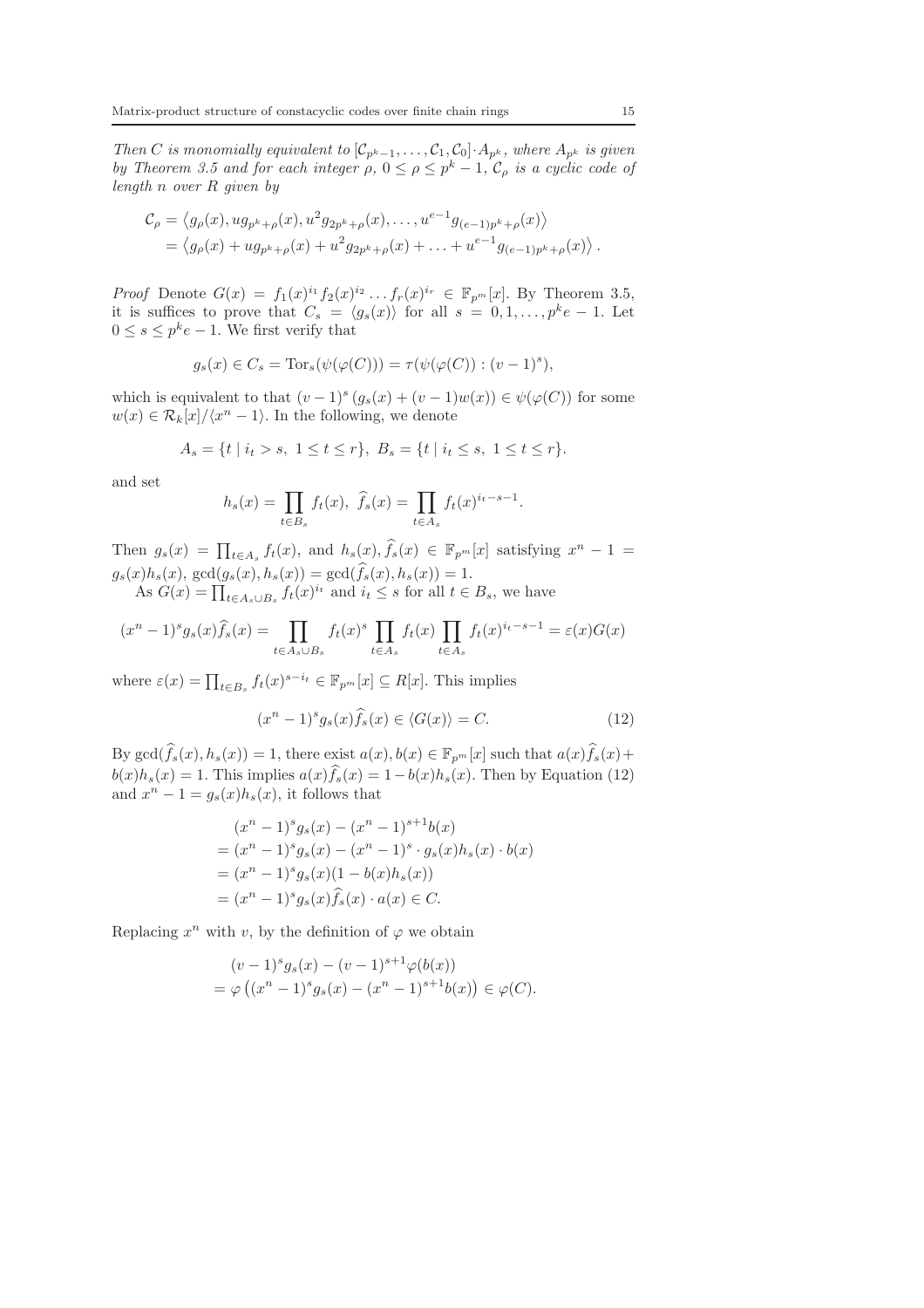*Then $C$ is monomially equivalent to $[\mathcal{C}_{p^k-1}, \ldots, \mathcal{C}_1, \mathcal{C}_0] \cdot A_{p^k}$, where $A_{p^k}$ is given by Theorem 3.5 and for each integer $\rho$, $0 \leq \rho \leq p^k - 1$, $\mathcal{C}_\rho$ is a cyclic code of length $n$ over $R$ given by*

$$\begin{aligned}
\mathcal{C}_\rho &= \left\langle g_\rho(x), ug_{p^k+\rho}(x), u^2 g_{2p^k+\rho}(x), \ldots, u^{e-1} g_{(e-1)p^k+\rho}(x) \right\rangle \\
&= \left\langle g_\rho(x) + ug_{p^k+\rho}(x) + u^2 g_{2p^k+\rho}(x) + \ldots + u^{e-1} g_{(e-1)p^k+\rho}(x) \right\rangle.
\end{aligned}$$

*Proof* Denote $G(x) = f_1(x)^{i_1} f_2(x)^{i_2} \ldots f_r(x)^{i_r} \in \mathbb{F}_{p^m}[x]$. By Theorem 3.5, it is suffices to prove that $C_s = \langle g_s(x) \rangle$ for all $s = 0, 1, \ldots, p^k e - 1$. Let $0 \leq s \leq p^k e - 1$. We first verify that

$$g_s(x) \in C_s = \mathrm{Tor}_s(\psi(\varphi(C))) = \tau(\psi(\varphi(C)) : (v-1)^s),$$

which is equivalent to that $(v-1)^s \left(g_s(x) + (v-1)w(x)\right) \in \psi(\varphi(C))$ for some $w(x) \in \mathcal{R}_k[x]/\langle x^n - 1 \rangle$. In the following, we denote

$$A_s = \{t \mid i_t > s, \ 1 \leq t \leq r\}, \ B_s = \{t \mid i_t \leq s, \ 1 \leq t \leq r\}.$$

and set

$$h_s(x) = \prod_{t \in B_s} f_t(x), \ \widehat{f}_s(x) = \prod_{t \in A_s} f_t(x)^{i_t - s - 1}.$$

Then $g_s(x) = \prod_{t \in A_s} f_t(x)$, and $h_s(x), \widehat{f}_s(x) \in \mathbb{F}_{p^m}[x]$ satisfying $x^n - 1 = g_s(x) h_s(x)$, $\gcd(g_s(x), h_s(x)) = \gcd(\widehat{f}_s(x), h_s(x)) = 1$.

As $G(x) = \prod_{t \in A_s \cup B_s} f_t(x)^{i_t}$ and $i_t \leq s$ for all $t \in B_s$, we have

$$(x^n - 1)^s g_s(x) \widehat{f}_s(x) = \prod_{t \in A_s \cup B_s} f_t(x)^s \prod_{t \in A_s} f_t(x) \prod_{t \in A_s} f_t(x)^{i_t - s - 1} = \varepsilon(x) G(x)$$

where $\varepsilon(x) = \prod_{t \in B_s} f_t(x)^{s - i_t} \in \mathbb{F}_{p^m}[x] \subseteq R[x]$. This implies

$$(x^n - 1)^s g_s(x) \widehat{f}_s(x) \in \langle G(x) \rangle = C. \tag{12}$$

By $\gcd(\widehat{f}_s(x), h_s(x)) = 1$, there exist $a(x), b(x) \in \mathbb{F}_{p^m}[x]$ such that $a(x)\widehat{f}_s(x) + b(x)h_s(x) = 1$. This implies $a(x)\widehat{f}_s(x) = 1 - b(x)h_s(x)$. Then by Equation (12) and $x^n - 1 = g_s(x)h_s(x)$, it follows that

$$\begin{aligned}
&(x^n - 1)^s g_s(x) - (x^n - 1)^{s+1} b(x) \\
&= (x^n - 1)^s g_s(x) - (x^n - 1)^s \cdot g_s(x) h_s(x) \cdot b(x) \\
&= (x^n - 1)^s g_s(x)(1 - b(x) h_s(x)) \\
&= (x^n - 1)^s g_s(x) \widehat{f}_s(x) \cdot a(x) \in C.
\end{aligned}$$

Replacing $x^n$ with $v$, by the definition of $\varphi$ we obtain

$$\begin{aligned}
&(v - 1)^s g_s(x) - (v - 1)^{s+1} \varphi(b(x)) \\
&= \varphi\left((x^n - 1)^s g_s(x) - (x^n - 1)^{s+1} b(x)\right) \in \varphi(C).
\end{aligned}$$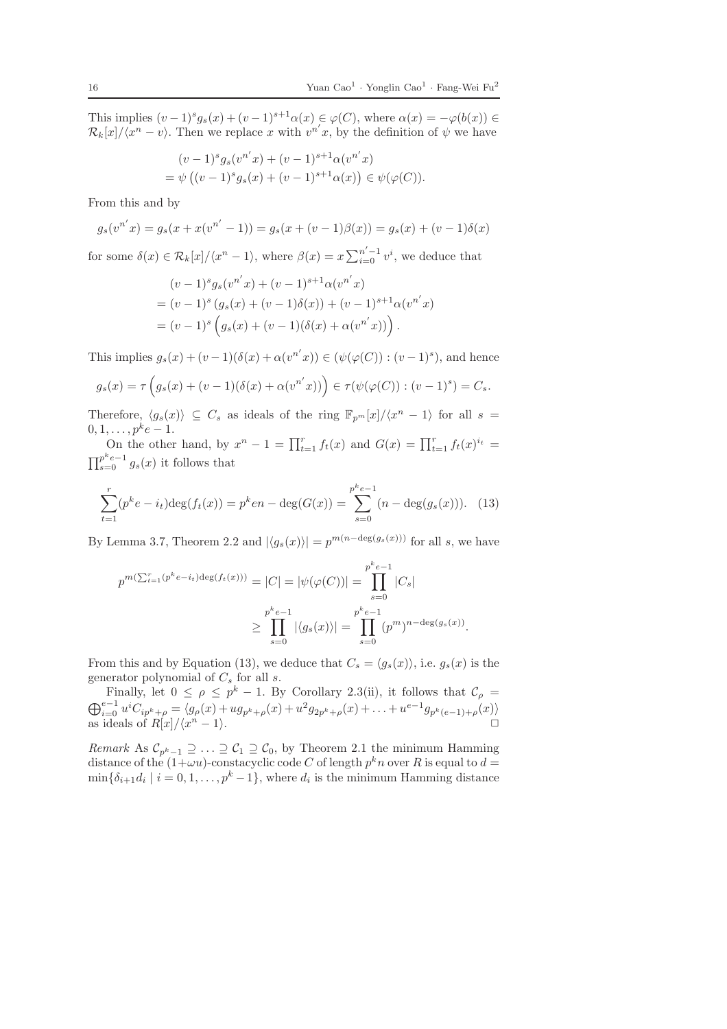This implies $(v-1)^s g_s(x)+(v-1)^{s+1}\alpha(x)\in\varphi(C)$, where $\alpha(x)=-\varphi(b(x))\in\mathcal{R}_k[x]/\langle x^n-v\rangle$. Then we replace $x$ with $v^{n'}x$, by the definition of $\psi$ we have

$$
\begin{aligned}
&(v-1)^s g_s(v^{n'}x)+(v-1)^{s+1}\alpha(v^{n'}x)\\
&=\psi\left((v-1)^s g_s(x)+(v-1)^{s+1}\alpha(x)\right)\in\psi(\varphi(C)).
\end{aligned}
$$

From this and by

$$
g_s(v^{n'}x)=g_s(x+x(v^{n'}-1))=g_s(x+(v-1)\beta(x))=g_s(x)+(v-1)\delta(x)
$$

for some $\delta(x)\in\mathcal{R}_k[x]/\langle x^n-1\rangle$, where $\beta(x)=x\sum_{i=0}^{n'-1}v^i$, we deduce that

$$
\begin{aligned}
&(v-1)^s g_s(v^{n'}x)+(v-1)^{s+1}\alpha(v^{n'}x)\\
&=(v-1)^s\left(g_s(x)+(v-1)\delta(x)\right)+(v-1)^{s+1}\alpha(v^{n'}x)\\
&=(v-1)^s\left(g_s(x)+(v-1)(\delta(x)+\alpha(v^{n'}x))\right).
\end{aligned}
$$

This implies $g_s(x)+(v-1)(\delta(x)+\alpha(v^{n'}x))\in(\psi(\varphi(C)):(v-1)^s)$, and hence

$$
g_s(x)=\tau\left(g_s(x)+(v-1)(\delta(x)+\alpha(v^{n'}x))\right)\in\tau(\psi(\varphi(C)):(v-1)^s)=C_s.
$$

Therefore, $\langle g_s(x)\rangle\subseteq C_s$ as ideals of the ring $\mathbb{F}_{p^m}[x]/\langle x^n-1\rangle$ for all $s=0,1,\ldots,p^ke-1$.

On the other hand, by $x^n-1=\prod_{t=1}^r f_t(x)$ and $G(x)=\prod_{t=1}^r f_t(x)^{i_t}=\prod_{s=0}^{p^ke-1}g_s(x)$ it follows that

$$
\sum_{t=1}^r(p^ke-i_t)\deg(f_t(x))=p^ken-\deg(G(x))=\sum_{s=0}^{p^ke-1}(n-\deg(g_s(x))). \quad (13)
$$

By Lemma 3.7, Theorem 2.2 and $|\langle g_s(x)\rangle|=p^{m(n-\deg(g_s(x)))}$ for all $s$, we have

$$
\begin{aligned}
p^{m(\sum_{t=1}^r(p^ke-i_t)\deg(f_t(x)))}=|C|=|\psi(\varphi(C))|&=\prod_{s=0}^{p^ke-1}|C_s|\\
&\geq\prod_{s=0}^{p^ke-1}|\langle g_s(x)\rangle|=\prod_{s=0}^{p^ke-1}(p^m)^{n-\deg(g_s(x))}.
\end{aligned}
$$

From this and by Equation (13), we deduce that $C_s=\langle g_s(x)\rangle$, i.e. $g_s(x)$ is the generator polynomial of $C_s$ for all $s$.

Finally, let $0\leq\rho\leq p^k-1$. By Corollary 2.3(ii), it follows that $\mathcal{C}_\rho=\bigoplus_{i=0}^{e-1}u^iC_{ip^k+\rho}=\langle g_\rho(x)+ug_{p^k+\rho}(x)+u^2g_{2p^k+\rho}(x)+\ldots+u^{e-1}g_{p^k(e-1)+\rho}(x)\rangle$ as ideals of $R[x]/\langle x^n-1\rangle$. $\Box$

*Remark* As $\mathcal{C}_{p^k-1}\supseteq\ldots\supseteq\mathcal{C}_1\supseteq\mathcal{C}_0$, by Theorem 2.1 the minimum Hamming distance of the $(1+\omega u)$-constacyclic code $C$ of length $p^kn$ over $R$ is equal to $d=\min\{\delta_{i+1}d_i\mid i=0,1,\ldots,p^k-1\}$, where $d_i$ is the minimum Hamming distance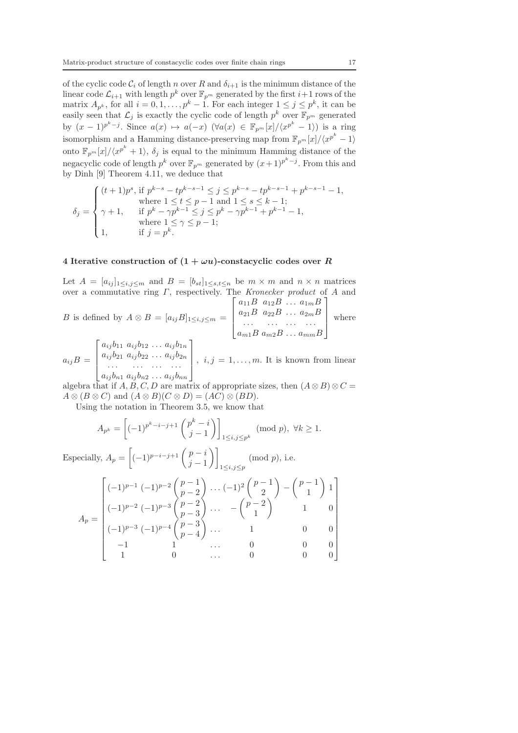of the cyclic code $\mathcal{C}_i$ of length $n$ over $R$ and $\delta_{i+1}$ is the minimum distance of the linear code $\mathcal{L}_{i+1}$ with length $p^k$ over $\mathbb{F}_{p^m}$ generated by the first $i+1$ rows of the matrix $A_{p^k}$, for all $i = 0, 1, \ldots, p^k - 1$. For each integer $1 \leq j \leq p^k$, it can be easily seen that $\mathcal{L}_j$ is exactly the cyclic code of length $p^k$ over $\mathbb{F}_{p^m}$ generated by $(x-1)^{p^k - j}$. Since $a(x) \mapsto a(-x)$ $(\forall a(x) \in \mathbb{F}_{p^m}[x]/\langle x^{p^k} - 1\rangle)$ is a ring isomorphism and a Hamming distance-preserving map from $\mathbb{F}_{p^m}[x]/\langle x^{p^k} - 1\rangle$ onto $\mathbb{F}_{p^m}[x]/\langle x^{p^k} + 1\rangle$, $\delta_j$ is equal to the minimum Hamming distance of the negacyclic code of length $p^k$ over $\mathbb{F}_{p^m}$ generated by $(x+1)^{p^k - j}$. From this and by Dinh [9] Theorem 4.11, we deduce that

$$\delta_j = \begin{cases} (t+1)p^s, & \text{if } p^{k-s} - tp^{k-s-1} \leq j \leq p^{k-s} - tp^{k-s-1} + p^{k-s-1} - 1, \\ & \text{where } 1 \leq t \leq p-1 \text{ and } 1 \leq s \leq k-1; \\ \gamma + 1, & \text{if } p^k - \gamma p^{k-1} \leq j \leq p^k - \gamma p^{k-1} + p^{k-1} - 1, \\ & \text{where } 1 \leq \gamma \leq p-1; \\ 1, & \text{if } j = p^k. \end{cases}$$

## 4 Iterative construction of $(1+\omega u)$-constacyclic codes over $R$

Let $A = [a_{ij}]_{1 \leq i,j \leq m}$ and $B = [b_{st}]_{1 \leq s,t \leq n}$ be $m \times m$ and $n \times n$ matrices over a commutative ring $\Gamma$, respectively. The *Kronecker product* of $A$ and $B$ is defined by $A \otimes B = [a_{ij}B]_{1 \leq i,j \leq m} = \begin{bmatrix} a_{11}B & a_{12}B & \ldots & a_{1m}B \\ a_{21}B & a_{22}B & \ldots & a_{2m}B \\ \ldots & \ldots & \ldots & \ldots \\ a_{m1}B & a_{m2}B & \ldots & a_{mm}B \end{bmatrix}$ where $a_{ij}B = \begin{bmatrix} a_{ij}b_{11} & a_{ij}b_{12} & \ldots & a_{ij}b_{1n} \\ a_{ij}b_{21} & a_{ij}b_{22} & \ldots & a_{ij}b_{2n} \\ \ldots & \ldots & \ldots & \ldots \\ a_{ij}b_{n1} & a_{ij}b_{n2} & \ldots & a_{ij}b_{nn} \end{bmatrix}$, $i, j = 1, \ldots, m$. It is known from linear algebra that if $A, B, C, D$ are matrix of appropriate sizes, then $(A \otimes B) \otimes C = A \otimes (B \otimes C)$ and $(A \otimes B)(C \otimes D) = (AC) \otimes (BD)$.

Using the notation in Theorem 3.5, we know that

$$A_{p^k} = \left[(-1)^{p^k - i - j + 1}\binom{p^k - i}{j-1}\right]_{1 \leq i,j \leq p^k} \pmod{p}, \ \forall k \geq 1.$$

Especially, $A_p = \left[(-1)^{p-i-j+1}\binom{p-i}{j-1}\right]_{1 \leq i,j \leq p} \pmod{p}$, i.e.

$$A_p = \begin{bmatrix} (-1)^{p-1} & (-1)^{p-2}\binom{p-1}{p-2} & \ldots & (-1)^2\binom{p-1}{2} & -\binom{p-1}{1} & 1 \\ (-1)^{p-2} & (-1)^{p-3}\binom{p-2}{p-3} & \ldots & -\binom{p-2}{1} & 1 & 0 \\ (-1)^{p-3} & (-1)^{p-4}\binom{p-3}{p-4} & \ldots & 1 & 0 & 0 \\ -1 & 1 & \ldots & 0 & 0 & 0 \\ 1 & 0 & \ldots & 0 & 0 & 0 \end{bmatrix}$$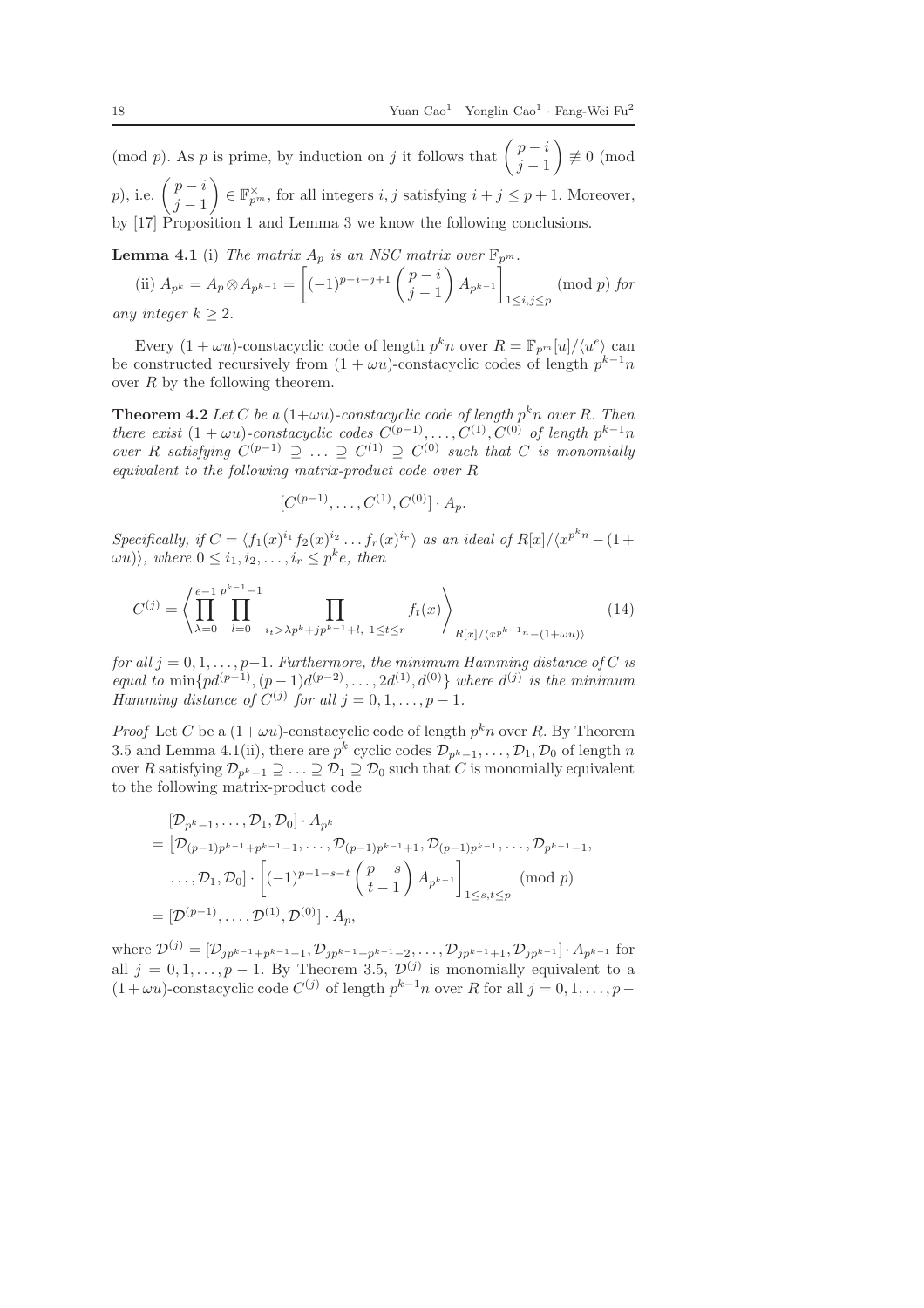(mod $p$). As $p$ is prime, by induction on $j$ it follows that $\binom{p-i}{j-1} \not\equiv 0$ (mod $p$), i.e. $\binom{p-i}{j-1} \in \mathbb{F}_{p^m}^{\times}$, for all integers $i, j$ satisfying $i + j \leq p + 1$. Moreover, by [17] Proposition 1 and Lemma 3 we know the following conclusions.

**Lemma 4.1** (i) *The matrix $A_p$ is an NSC matrix over $\mathbb{F}_{p^m}$.*

(ii) $A_{p^k} = A_p \otimes A_{p^{k-1}} = \left[ (-1)^{p-i-j+1} \binom{p-i}{j-1} A_{p^{k-1}} \right]_{1 \leq i,j \leq p}$ (mod $p$) *for any integer $k \geq 2$.*

Every $(1+\omega u)$-constacyclic code of length $p^k n$ over $R = \mathbb{F}_{p^m}[u]/\langle u^e \rangle$ can be constructed recursively from $(1+\omega u)$-constacyclic codes of length $p^{k-1}n$ over $R$ by the following theorem.

**Theorem 4.2** *Let $C$ be a $(1+\omega u)$-constacyclic code of length $p^k n$ over $R$. Then there exist $(1+\omega u)$-constacyclic codes $C^{(p-1)}, \ldots, C^{(1)}, C^{(0)}$ of length $p^{k-1}n$ over $R$ satisfying $C^{(p-1)} \supseteq \ldots \supseteq C^{(1)} \supseteq C^{(0)}$ such that $C$ is monomially equivalent to the following matrix-product code over $R$*

$$[C^{(p-1)}, \ldots, C^{(1)}, C^{(0)}] \cdot A_p.$$

*Specifically, if $C = \langle f_1(x)^{i_1} f_2(x)^{i_2} \ldots f_r(x)^{i_r} \rangle$ as an ideal of $R[x]/\langle x^{p^k n} - (1+\omega u) \rangle$, where $0 \leq i_1, i_2, \ldots, i_r \leq p^k e$, then*

$$C^{(j)} = \left\langle \prod_{\lambda=0}^{e-1} \prod_{l=0}^{p^{k-1}-1} \prod_{i_t > \lambda p^k + j p^{k-1} + l, \ 1 \leq t \leq r} f_t(x) \right\rangle_{R[x]/\langle x^{p^{k-1}n} - (1+\omega u) \rangle} \tag{14}$$

*for all $j = 0, 1, \ldots, p-1$. Furthermore, the minimum Hamming distance of $C$ is equal to $\min\{p d^{(p-1)}, (p-1) d^{(p-2)}, \ldots, 2d^{(1)}, d^{(0)}\}$ where $d^{(j)}$ is the minimum Hamming distance of $C^{(j)}$ for all $j = 0, 1, \ldots, p-1$.*

*Proof* Let $C$ be a $(1+\omega u)$-constacyclic code of length $p^k n$ over $R$. By Theorem 3.5 and Lemma 4.1(ii), there are $p^k$ cyclic codes $\mathcal{D}_{p^k-1}, \ldots, \mathcal{D}_1, \mathcal{D}_0$ of length $n$ over $R$ satisfying $\mathcal{D}_{p^k-1} \supseteq \ldots \supseteq \mathcal{D}_1 \supseteq \mathcal{D}_0$ such that $C$ is monomially equivalent to the following matrix-product code

$$\begin{aligned}
&[\mathcal{D}_{p^k-1}, \ldots, \mathcal{D}_1, \mathcal{D}_0] \cdot A_{p^k} \\
&= \big[\mathcal{D}_{(p-1)p^{k-1}+p^{k-1}-1}, \ldots, \mathcal{D}_{(p-1)p^{k-1}+1}, \mathcal{D}_{(p-1)p^{k-1}}, \ldots, \mathcal{D}_{p^{k-1}-1}, \\
&\quad \ldots, \mathcal{D}_1, \mathcal{D}_0\big] \cdot \left[ (-1)^{p-1-s-t} \binom{p-s}{t-1} A_{p^{k-1}} \right]_{1 \leq s,t \leq p} \pmod{p} \\
&= [\mathcal{D}^{(p-1)}, \ldots, \mathcal{D}^{(1)}, \mathcal{D}^{(0)}] \cdot A_p,
\end{aligned}$$

where $\mathcal{D}^{(j)} = [\mathcal{D}_{jp^{k-1}+p^{k-1}-1}, \mathcal{D}_{jp^{k-1}+p^{k-1}-2}, \ldots, \mathcal{D}_{jp^{k-1}+1}, \mathcal{D}_{jp^{k-1}}] \cdot A_{p^{k-1}}$ for all $j = 0, 1, \ldots, p-1$. By Theorem 3.5, $\mathcal{D}^{(j)}$ is monomially equivalent to a $(1+\omega u)$-constacyclic code $C^{(j)}$ of length $p^{k-1}n$ over $R$ for all $j = 0, 1, \ldots, p-$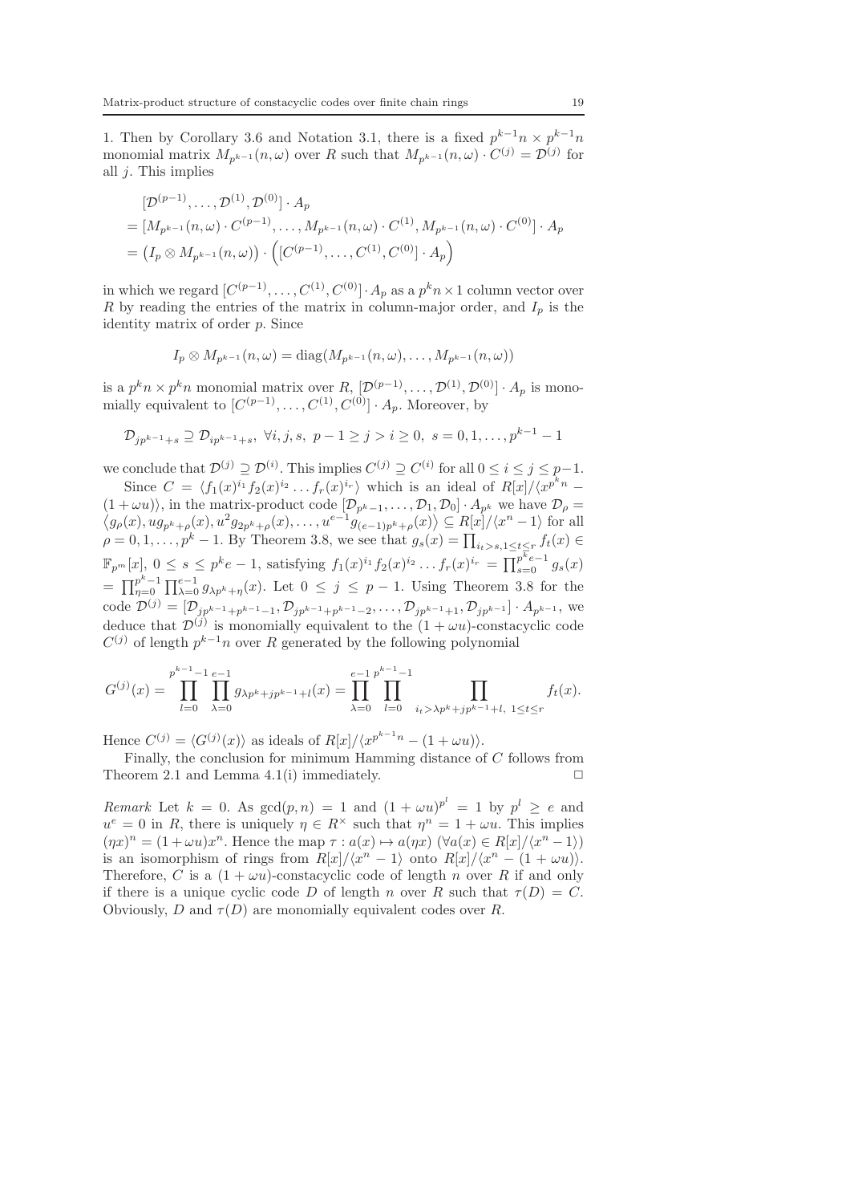1. Then by Corollary 3.6 and Notation 3.1, there is a fixed $p^{k-1}n \times p^{k-1}n$ monomial matrix $M_{p^{k-1}}(n,\omega)$ over $R$ such that $M_{p^{k-1}}(n,\omega) \cdot C^{(j)} = \mathcal{D}^{(j)}$ for all $j$. This implies

$$
\begin{aligned}
&[\mathcal{D}^{(p-1)}, \ldots, \mathcal{D}^{(1)}, \mathcal{D}^{(0)}] \cdot A_p \\
&= [M_{p^{k-1}}(n,\omega) \cdot C^{(p-1)}, \ldots, M_{p^{k-1}}(n,\omega) \cdot C^{(1)}, M_{p^{k-1}}(n,\omega) \cdot C^{(0)}] \cdot A_p \\
&= \left(I_p \otimes M_{p^{k-1}}(n,\omega)\right) \cdot \left([C^{(p-1)}, \ldots, C^{(1)}, C^{(0)}] \cdot A_p\right)
\end{aligned}
$$

in which we regard $[C^{(p-1)}, \ldots, C^{(1)}, C^{(0)}] \cdot A_p$ as a $p^k n \times 1$ column vector over $R$ by reading the entries of the matrix in column-major order, and $I_p$ is the identity matrix of order $p$. Since

$$
I_p \otimes M_{p^{k-1}}(n,\omega) = \mathrm{diag}(M_{p^{k-1}}(n,\omega), \ldots, M_{p^{k-1}}(n,\omega))
$$

is a $p^k n \times p^k n$ monomial matrix over $R$, $[\mathcal{D}^{(p-1)}, \ldots, \mathcal{D}^{(1)}, \mathcal{D}^{(0)}] \cdot A_p$ is monomially equivalent to $[C^{(p-1)}, \ldots, C^{(1)}, C^{(0)}] \cdot A_p$. Moreover, by

$$
\mathcal{D}_{jp^{k-1}+s} \supseteq \mathcal{D}_{ip^{k-1}+s}, \ \forall i,j,s, \ p-1 \geq j > i \geq 0, \ s = 0,1,\ldots,p^{k-1}-1
$$

we conclude that $\mathcal{D}^{(j)} \supseteq \mathcal{D}^{(i)}$. This implies $C^{(j)} \supseteq C^{(i)}$ for all $0 \leq i \leq j \leq p-1$.

Since $C = \langle f_1(x)^{i_1} f_2(x)^{i_2} \ldots f_r(x)^{i_r} \rangle$ which is an ideal of $R[x]/\langle x^{p^k n} - (1+\omega u)\rangle$, in the matrix-product code $[\mathcal{D}_{p^k-1}, \ldots, \mathcal{D}_1, \mathcal{D}_0] \cdot A_{p^k}$ we have $\mathcal{D}_\rho = \left\langle g_\rho(x), u g_{p^k+\rho}(x), u^2 g_{2p^k+\rho}(x), \ldots, u^{e-1} g_{(e-1)p^k+\rho}(x)\right\rangle \subseteq R[x]/\langle x^n - 1\rangle$ for all $\rho = 0,1,\ldots,p^k-1$. By Theorem 3.8, we see that $g_s(x) = \prod_{i_t > s, 1 \leq t \leq r} f_t(x) \in \mathbb{F}_{p^m}[x]$, $0 \leq s \leq p^k e - 1$, satisfying $f_1(x)^{i_1} f_2(x)^{i_2} \ldots f_r(x)^{i_r} = \prod_{s=0}^{p^k e-1} g_s(x) = \prod_{\eta=0}^{p^k-1} \prod_{\lambda=0}^{e-1} g_{\lambda p^k+\eta}(x)$. Let $0 \leq j \leq p-1$. Using Theorem 3.8 for the code $\mathcal{D}^{(j)} = [\mathcal{D}_{jp^{k-1}+p^{k-1}-1}, \mathcal{D}_{jp^{k-1}+p^{k-1}-2}, \ldots, \mathcal{D}_{jp^{k-1}+1}, \mathcal{D}_{jp^{k-1}}] \cdot A_{p^{k-1}}$, we deduce that $\mathcal{D}^{(j)}$ is monomially equivalent to the $(1+\omega u)$-constacyclic code $C^{(j)}$ of length $p^{k-1}n$ over $R$ generated by the following polynomial

$$
G^{(j)}(x) = \prod_{l=0}^{p^{k-1}-1} \prod_{\lambda=0}^{e-1} g_{\lambda p^k + jp^{k-1}+l}(x) = \prod_{\lambda=0}^{e-1} \prod_{l=0}^{p^{k-1}-1} \prod_{i_t > \lambda p^k + jp^{k-1}+l, \ 1 \leq t \leq r} f_t(x).
$$

Hence $C^{(j)} = \langle G^{(j)}(x) \rangle$ as ideals of $R[x]/\langle x^{p^{k-1}n} - (1+\omega u)\rangle$.

Finally, the conclusion for minimum Hamming distance of $C$ follows from Theorem 2.1 and Lemma 4.1(i) immediately. □

*Remark* Let $k = 0$. As $\gcd(p,n) = 1$ and $(1+\omega u)^{p^l} = 1$ by $p^l \geq e$ and $u^e = 0$ in $R$, there is uniquely $\eta \in R^\times$ such that $\eta^n = 1 + \omega u$. This implies $(\eta x)^n = (1+\omega u)x^n$. Hence the map $\tau : a(x) \mapsto a(\eta x)$ $(\forall a(x) \in R[x]/\langle x^n - 1\rangle)$ is an isomorphism of rings from $R[x]/\langle x^n - 1\rangle$ onto $R[x]/\langle x^n - (1+\omega u)\rangle$. Therefore, $C$ is a $(1+\omega u)$-constacyclic code of length $n$ over $R$ if and only if there is a unique cyclic code $D$ of length $n$ over $R$ such that $\tau(D) = C$. Obviously, $D$ and $\tau(D)$ are monomially equivalent codes over $R$.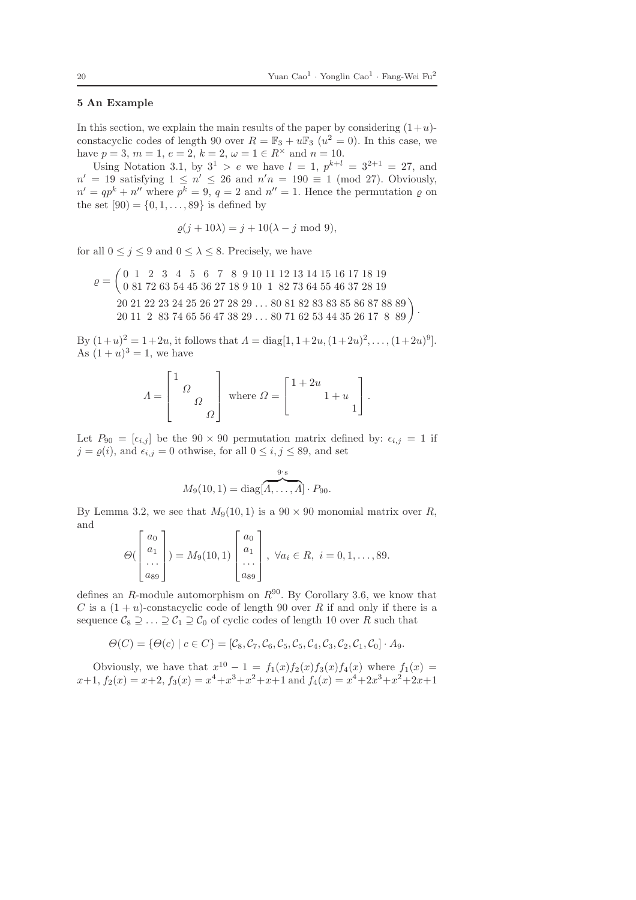## 5 An Example

In this section, we explain the main results of the paper by considering $(1+u)$-constacyclic codes of length 90 over $R = \mathbb{F}_3 + u\mathbb{F}_3$ $(u^2 = 0)$. In this case, we have $p = 3$, $m = 1$, $e = 2$, $k = 2$, $\omega = 1 \in R^\times$ and $n = 10$.

Using Notation 3.1, by $3^1 > e$ we have $l = 1$, $p^{k+l} = 3^{2+1} = 27$, and $n' = 19$ satisfying $1 \leq n' \leq 26$ and $n'n = 190 \equiv 1 \pmod{27}$. Obviously, $n' = qp^k + n''$ where $p^k = 9$, $q = 2$ and $n'' = 1$. Hence the permutation $\varrho$ on the set $[90] = \{0, 1, \ldots, 89\}$ is defined by

$$\varrho(j + 10\lambda) = j + 10(\lambda - j \bmod 9),$$

for all $0 \leq j \leq 9$ and $0 \leq \lambda \leq 8$. Precisely, we have

$$\varrho = \begin{pmatrix} 0 & 1 & 2 & 3 & 4 & 5 & 6 & 7 & 8 & 9 & 10 & 11 & 12 & 13 & 14 & 15 & 16 & 17 & 18 & 19 \\ 0 & 81 & 72 & 63 & 54 & 45 & 36 & 27 & 18 & 9 & 10 & 1 & 82 & 73 & 64 & 55 & 46 & 37 & 28 & 19 \end{pmatrix.$$
$$\begin{matrix} 20 & 21 & 22 & 23 & 24 & 25 & 26 & 27 & 28 & 29 & \ldots & 80 & 81 & 82 & 83 & 83 & 85 & 86 & 87 & 88 & 89 \\ 20 & 11 & 2 & 83 & 74 & 65 & 56 & 47 & 38 & 29 & \ldots & 80 & 71 & 62 & 53 & 44 & 35 & 26 & 17 & 8 & 89 \end{matrix}\Bigg).$$

By $(1+u)^2 = 1+2u$, it follows that $\Lambda = \mathrm{diag}[1, 1+2u, (1+2u)^2, \ldots, (1+2u)^9]$. As $(1+u)^3 = 1$, we have

$$\Lambda = \begin{bmatrix} 1 & & & \\ & \Omega & & \\ & & \Omega & \\ & & & \Omega \end{bmatrix} \text{ where } \Omega = \begin{bmatrix} 1+2u & & \\ & 1+u & \\ & & 1 \end{bmatrix}.$$

Let $P_{90} = [\epsilon_{i,j}]$ be the $90 \times 90$ permutation matrix defined by: $\epsilon_{i,j} = 1$ if $j = \varrho(i)$, and $\epsilon_{i,j} = 0$ othwise, for all $0 \leq i, j \leq 89$, and set

$$M_9(10,1) = \mathrm{diag}[\overbrace{\Lambda, \ldots, \Lambda}^{9's}] \cdot P_{90}.$$

By Lemma 3.2, we see that $M_9(10,1)$ is a $90 \times 90$ monomial matrix over $R$, and

$$\Theta\left(\begin{bmatrix} a_0 \\ a_1 \\ \ldots \\ a_{89} \end{bmatrix}\right) = M_9(10,1) \begin{bmatrix} a_0 \\ a_1 \\ \ldots \\ a_{89} \end{bmatrix}, \ \forall a_i \in R, \ i = 0, 1, \ldots, 89.$$

defines an $R$-module automorphism on $R^{90}$. By Corollary 3.6, we know that $C$ is a $(1+u)$-constacyclic code of length 90 over $R$ if and only if there is a sequence $\mathcal{C}_8 \supseteq \ldots \supseteq \mathcal{C}_1 \supseteq \mathcal{C}_0$ of cyclic codes of length 10 over $R$ such that

$$\Theta(C) = \{\Theta(c) \mid c \in C\} = [\mathcal{C}_8, \mathcal{C}_7, \mathcal{C}_6, \mathcal{C}_5, \mathcal{C}_5, \mathcal{C}_4, \mathcal{C}_3, \mathcal{C}_2, \mathcal{C}_1, \mathcal{C}_0] \cdot A_9.$$

Obviously, we have that $x^{10} - 1 = f_1(x)f_2(x)f_3(x)f_4(x)$ where $f_1(x) = x+1$, $f_2(x) = x+2$, $f_3(x) = x^4+x^3+x^2+x+1$ and $f_4(x) = x^4+2x^3+x^2+2x+1$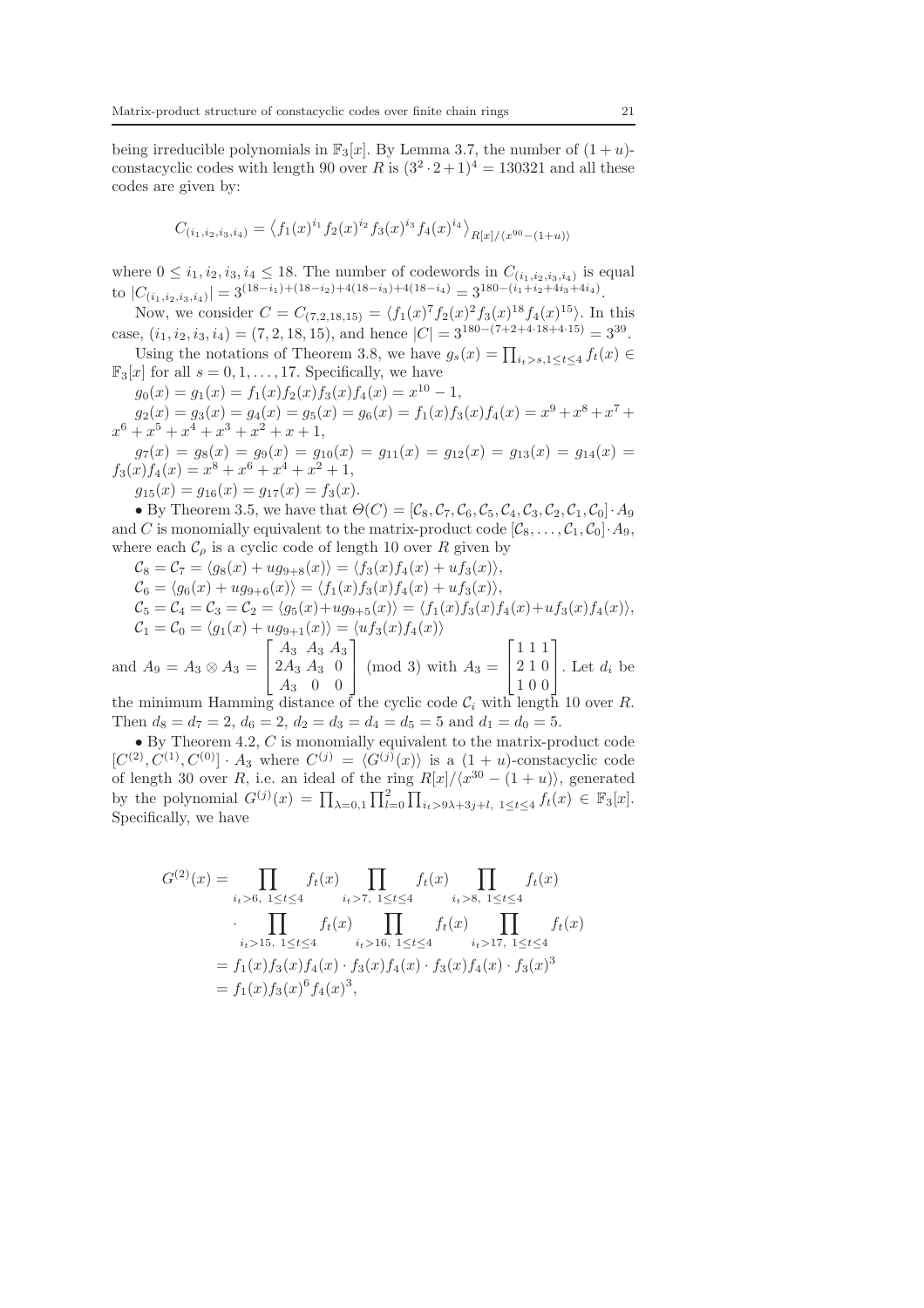being irreducible polynomials in $\mathbb{F}_3[x]$. By Lemma 3.7, the number of $(1+u)$-constacyclic codes with length 90 over $R$ is $(3^2 \cdot 2+1)^4 = 130321$ and all these codes are given by:

$$C_{(i_1,i_2,i_3,i_4)} = \left\langle f_1(x)^{i_1} f_2(x)^{i_2} f_3(x)^{i_3} f_4(x)^{i_4} \right\rangle_{R[x]/\langle x^{90}-(1+u)\rangle}$$

where $0 \le i_1, i_2, i_3, i_4 \le 18$. The number of codewords in $C_{(i_1,i_2,i_3,i_4)}$ is equal to $|C_{(i_1,i_2,i_3,i_4)}| = 3^{(18-i_1)+(18-i_2)+4(18-i_3)+4(18-i_4)} = 3^{180-(i_1+i_2+4i_3+4i_4)}$.

Now, we consider $C = C_{(7,2,18,15)} = \langle f_1(x)^7 f_2(x)^2 f_3(x)^{18} f_4(x)^{15}\rangle$. In this case, $(i_1, i_2, i_3, i_4) = (7, 2, 18, 15)$, and hence $|C| = 3^{180-(7+2+4\cdot 18+4\cdot 15)} = 3^{39}$.

Using the notations of Theorem 3.8, we have $g_s(x) = \prod_{i_t>s, 1\le t\le 4} f_t(x) \in \mathbb{F}_3[x]$ for all $s = 0, 1, \ldots, 17$. Specifically, we have

$g_0(x) = g_1(x) = f_1(x)f_2(x)f_3(x)f_4(x) = x^{10} - 1$,

$g_2(x) = g_3(x) = g_4(x) = g_5(x) = g_6(x) = f_1(x)f_3(x)f_4(x) = x^9 + x^8 + x^7 + x^6 + x^5 + x^4 + x^3 + x^2 + x + 1$,

$g_7(x) = g_8(x) = g_9(x) = g_{10}(x) = g_{11}(x) = g_{12}(x) = g_{13}(x) = g_{14}(x) = f_3(x)f_4(x) = x^8 + x^6 + x^4 + x^2 + 1$,

$g_{15}(x) = g_{16}(x) = g_{17}(x) = f_3(x)$.

• By Theorem 3.5, we have that $\Theta(C) = [\mathcal{C}_8, \mathcal{C}_7, \mathcal{C}_6, \mathcal{C}_5, \mathcal{C}_4, \mathcal{C}_3, \mathcal{C}_2, \mathcal{C}_1, \mathcal{C}_0] \cdot A_9$ and $C$ is monomially equivalent to the matrix-product code $[\mathcal{C}_8, \ldots, \mathcal{C}_1, \mathcal{C}_0] \cdot A_9$, where each $\mathcal{C}_\rho$ is a cyclic code of length 10 over $R$ given by

$\mathcal{C}_8 = \mathcal{C}_7 = \langle g_8(x) + ug_{9+8}(x)\rangle = \langle f_3(x)f_4(x) + uf_3(x)\rangle$,

$\mathcal{C}_6 = \langle g_6(x) + ug_{9+6}(x)\rangle = \langle f_1(x)f_3(x)f_4(x) + uf_3(x)\rangle$,

$\mathcal{C}_5 = \mathcal{C}_4 = \mathcal{C}_3 = \mathcal{C}_2 = \langle g_5(x)+ug_{9+5}(x)\rangle = \langle f_1(x)f_3(x)f_4(x)+uf_3(x)f_4(x)\rangle$,

$\mathcal{C}_1 = \mathcal{C}_0 = \langle g_1(x) + ug_{9+1}(x)\rangle = \langle uf_3(x)f_4(x)\rangle$

and $A_9 = A_3 \otimes A_3 = \begin{bmatrix} A_3 & A_3 & A_3 \\ 2A_3 & A_3 & 0 \\ A_3 & 0 & 0 \end{bmatrix} \pmod 3$ with $A_3 = \begin{bmatrix} 1 & 1 & 1 \\ 2 & 1 & 0 \\ 1 & 0 & 0 \end{bmatrix}$. Let $d_i$ be the minimum Hamming distance of the cyclic code $\mathcal{C}_i$ with length 10 over $R$. Then $d_8 = d_7 = 2$, $d_6 = 2$, $d_2 = d_3 = d_4 = d_5 = 5$ and $d_1 = d_0 = 5$.

• By Theorem 4.2, $C$ is monomially equivalent to the matrix-product code $[C^{(2)}, C^{(1)}, C^{(0)}] \cdot A_3$ where $C^{(j)} = \langle G^{(j)}(x)\rangle$ is a $(1+u)$-constacyclic code of length 30 over $R$, i.e. an ideal of the ring $R[x]/\langle x^{30} - (1+u)\rangle$, generated by the polynomial $G^{(j)}(x) = \prod_{\lambda=0,1} \prod_{l=0}^{2} \prod_{i_t>9\lambda+3j+l,\ 1\le t\le 4} f_t(x) \in \mathbb{F}_3[x]$. Specifically, we have

$$\begin{aligned}
G^{(2)}(x) &= \prod_{i_t>6,\ 1\le t\le 4} f_t(x) \prod_{i_t>7,\ 1\le t\le 4} f_t(x) \prod_{i_t>8,\ 1\le t\le 4} f_t(x) \\
&\quad \cdot \prod_{i_t>15,\ 1\le t\le 4} f_t(x) \prod_{i_t>16,\ 1\le t\le 4} f_t(x) \prod_{i_t>17,\ 1\le t\le 4} f_t(x) \\
&= f_1(x)f_3(x)f_4(x) \cdot f_3(x)f_4(x) \cdot f_3(x)f_4(x) \cdot f_3(x)^3 \\
&= f_1(x)f_3(x)^6 f_4(x)^3,
\end{aligned}$$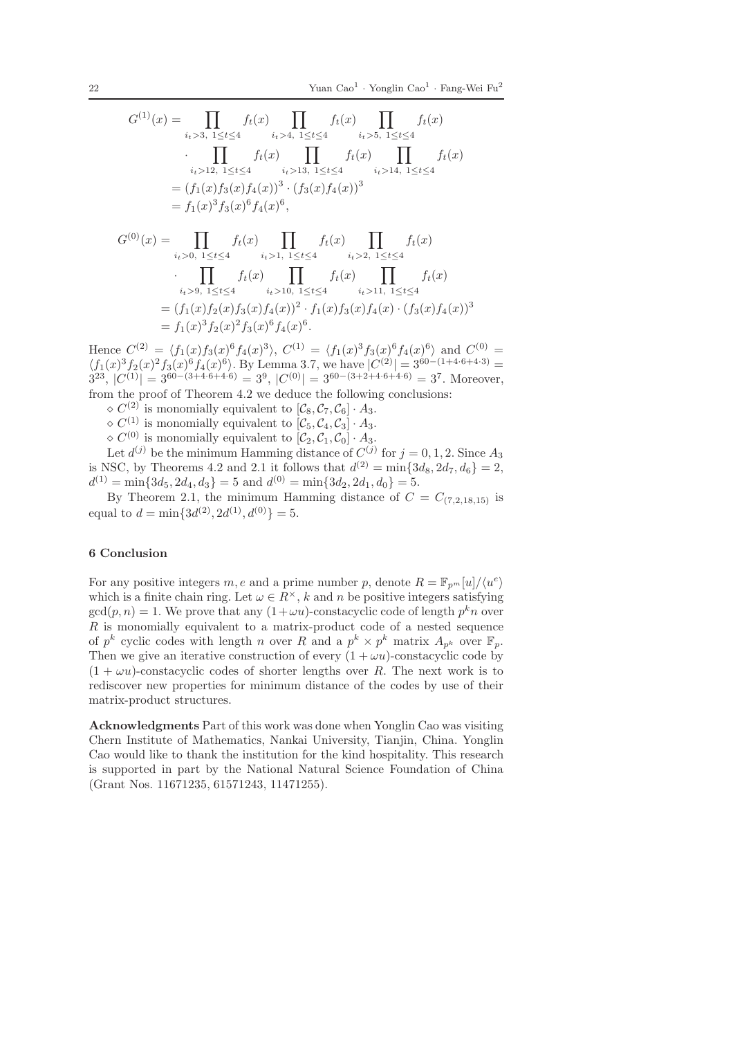$$
\begin{aligned}
G^{(1)}(x) &= \prod_{i_t>3,\ 1\leq t\leq 4} f_t(x) \prod_{i_t>4,\ 1\leq t\leq 4} f_t(x) \prod_{i_t>5,\ 1\leq t\leq 4} f_t(x) \\
&\quad \cdot \prod_{i_t>12,\ 1\leq t\leq 4} f_t(x) \prod_{i_t>13,\ 1\leq t\leq 4} f_t(x) \prod_{i_t>14,\ 1\leq t\leq 4} f_t(x) \\
&= (f_1(x)f_3(x)f_4(x))^3 \cdot (f_3(x)f_4(x))^3 \\
&= f_1(x)^3 f_3(x)^6 f_4(x)^6,
\end{aligned}
$$

$$
\begin{aligned}
G^{(0)}(x) &= \prod_{i_t>0,\ 1\leq t\leq 4} f_t(x) \prod_{i_t>1,\ 1\leq t\leq 4} f_t(x) \prod_{i_t>2,\ 1\leq t\leq 4} f_t(x) \\
&\quad \cdot \prod_{i_t>9,\ 1\leq t\leq 4} f_t(x) \prod_{i_t>10,\ 1\leq t\leq 4} f_t(x) \prod_{i_t>11,\ 1\leq t\leq 4} f_t(x) \\
&= (f_1(x)f_2(x)f_3(x)f_4(x))^2 \cdot f_1(x)f_3(x)f_4(x) \cdot (f_3(x)f_4(x))^3 \\
&= f_1(x)^3 f_2(x)^2 f_3(x)^6 f_4(x)^6.
\end{aligned}
$$

Hence $C^{(2)} = \langle f_1(x)f_3(x)^6 f_4(x)^3\rangle$, $C^{(1)} = \langle f_1(x)^3 f_3(x)^6 f_4(x)^6\rangle$ and $C^{(0)} = \langle f_1(x)^3 f_2(x)^2 f_3(x)^6 f_4(x)^6\rangle$. By Lemma 3.7, we have $|C^{(2)}| = 3^{60-(1+4\cdot 6+4\cdot 3)} = 3^{23}$, $|C^{(1)}| = 3^{60-(3+4\cdot 6+4\cdot 6)} = 3^9$, $|C^{(0)}| = 3^{60-(3+2+4\cdot 6+4\cdot 6)} = 3^7$. Moreover, from the proof of Theorem 4.2 we deduce the following conclusions:

- $\diamond$ $C^{(2)}$ is monomially equivalent to $[\mathcal{C}_8, \mathcal{C}_7, \mathcal{C}_6] \cdot A_3$.
- $\diamond$ $C^{(1)}$ is monomially equivalent to $[\mathcal{C}_5, \mathcal{C}_4, \mathcal{C}_3] \cdot A_3$.
- $\diamond$ $C^{(0)}$ is monomially equivalent to $[\mathcal{C}_2, \mathcal{C}_1, \mathcal{C}_0] \cdot A_3$.

Let $d^{(j)}$ be the minimum Hamming distance of $C^{(j)}$ for $j = 0, 1, 2$. Since $A_3$ is NSC, by Theorems 4.2 and 2.1 it follows that $d^{(2)} = \min\{3d_8, 2d_7, d_6\} = 2$, $d^{(1)} = \min\{3d_5, 2d_4, d_3\} = 5$ and $d^{(0)} = \min\{3d_2, 2d_1, d_0\} = 5$.

By Theorem 2.1, the minimum Hamming distance of $C = C_{(7,2,18,15)}$ is equal to $d = \min\{3d^{(2)}, 2d^{(1)}, d^{(0)}\} = 5$.

## 6 Conclusion

For any positive integers $m, e$ and a prime number $p$, denote $R = \mathbb{F}_{p^m}[u]/\langle u^e\rangle$ which is a finite chain ring. Let $\omega \in R^\times$, $k$ and $n$ be positive integers satisfying $\gcd(p, n) = 1$. We prove that any $(1+\omega u)$-constacyclic code of length $p^k n$ over $R$ is monomially equivalent to a matrix-product code of a nested sequence of $p^k$ cyclic codes with length $n$ over $R$ and a $p^k \times p^k$ matrix $A_{p^k}$ over $\mathbb{F}_p$. Then we give an iterative construction of every $(1 + \omega u)$-constacyclic code by $(1 + \omega u)$-constacyclic codes of shorter lengths over $R$. The next work is to rediscover new properties for minimum distance of the codes by use of their matrix-product structures.

**Acknowledgments** Part of this work was done when Yonglin Cao was visiting Chern Institute of Mathematics, Nankai University, Tianjin, China. Yonglin Cao would like to thank the institution for the kind hospitality. This research is supported in part by the National Natural Science Foundation of China (Grant Nos. 11671235, 61571243, 11471255).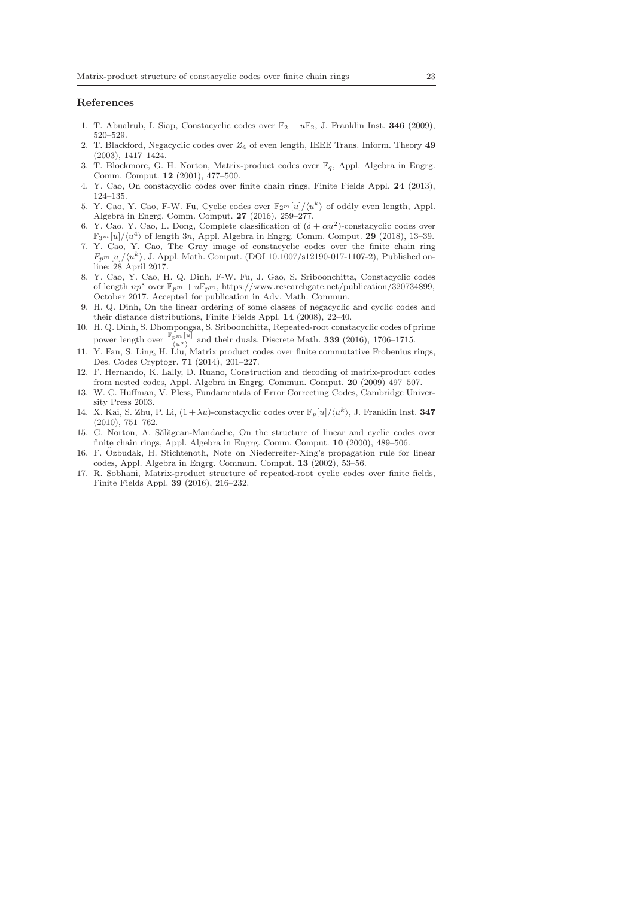## References

1. T. Abualrub, I. Siap, Constacyclic codes over $\mathbb{F}_2 + u\mathbb{F}_2$, J. Franklin Inst. **346** (2009), 520–529.
2. T. Blackford, Negacyclic codes over $Z_4$ of even length, IEEE Trans. Inform. Theory **49** (2003), 1417–1424.
3. T. Blockmore, G. H. Norton, Matrix-product codes over $\mathbb{F}_q$, Appl. Algebra in Engrg. Comm. Comput. **12** (2001), 477–500.
4. Y. Cao, On constacyclic codes over finite chain rings, Finite Fields Appl. **24** (2013), 124–135.
5. Y. Cao, Y. Cao, F-W. Fu, Cyclic codes over $\mathbb{F}_{2^m}[u]/\langle u^k\rangle$ of oddly even length, Appl. Algebra in Engrg. Comm. Comput. **27** (2016), 259–277.
6. Y. Cao, Y. Cao, L. Dong, Complete classification of $(\delta + \alpha u^2)$-constacyclic codes over $\mathbb{F}_{3^m}[u]/\langle u^4\rangle$ of length $3n$, Appl. Algebra in Engrg. Comm. Comput. **29** (2018), 13–39.
7. Y. Cao, Y. Cao, The Gray image of constacyclic codes over the finite chain ring $F_{p^m}[u]/\langle u^k\rangle$, J. Appl. Math. Comput. (DOI 10.1007/s12190-017-1107-2), Published online: 28 April 2017.
8. Y. Cao, Y. Cao, H. Q. Dinh, F-W. Fu, J. Gao, S. Sriboonchitta, Constacyclic codes of length $np^s$ over $\mathbb{F}_{p^m} + u\mathbb{F}_{p^m}$, https://www.researchgate.net/publication/320734899, October 2017. Accepted for publication in Adv. Math. Commun.
9. H. Q. Dinh, On the linear ordering of some classes of negacyclic and cyclic codes and their distance distributions, Finite Fields Appl. **14** (2008), 22–40.
10. H. Q. Dinh, S. Dhompongsa, S. Sriboonchitta, Repeated-root constacyclic codes of prime power length over $\frac{\mathbb{F}_{p^m}[u]}{\langle u^a\rangle}$ and their duals, Discrete Math. **339** (2016), 1706–1715.
11. Y. Fan, S. Ling, H. Liu, Matrix product codes over finite commutative Frobenius rings, Des. Codes Cryptogr. **71** (2014), 201–227.
12. F. Hernando, K. Lally, D. Ruano, Construction and decoding of matrix-product codes from nested codes, Appl. Algebra in Engrg. Commun. Comput. **20** (2009) 497–507.
13. W. C. Huffman, V. Pless, Fundamentals of Error Correcting Codes, Cambridge University Press 2003.
14. X. Kai, S. Zhu, P. Li, $(1 + \lambda u)$-constacyclic codes over $\mathbb{F}_p[u]/\langle u^k\rangle$, J. Franklin Inst. **347** (2010), 751–762.
15. G. Norton, A. Sălăgean-Mandache, On the structure of linear and cyclic codes over finite chain rings, Appl. Algebra in Engrg. Comm. Comput. **10** (2000), 489–506.
16. F. Özbudak, H. Stichtenoth, Note on Niederreiter-Xing's propagation rule for linear codes, Appl. Algebra in Engrg. Commun. Comput. **13** (2002), 53–56.
17. R. Sobhani, Matrix-product structure of repeated-root cyclic codes over finite fields, Finite Fields Appl. **39** (2016), 216–232.